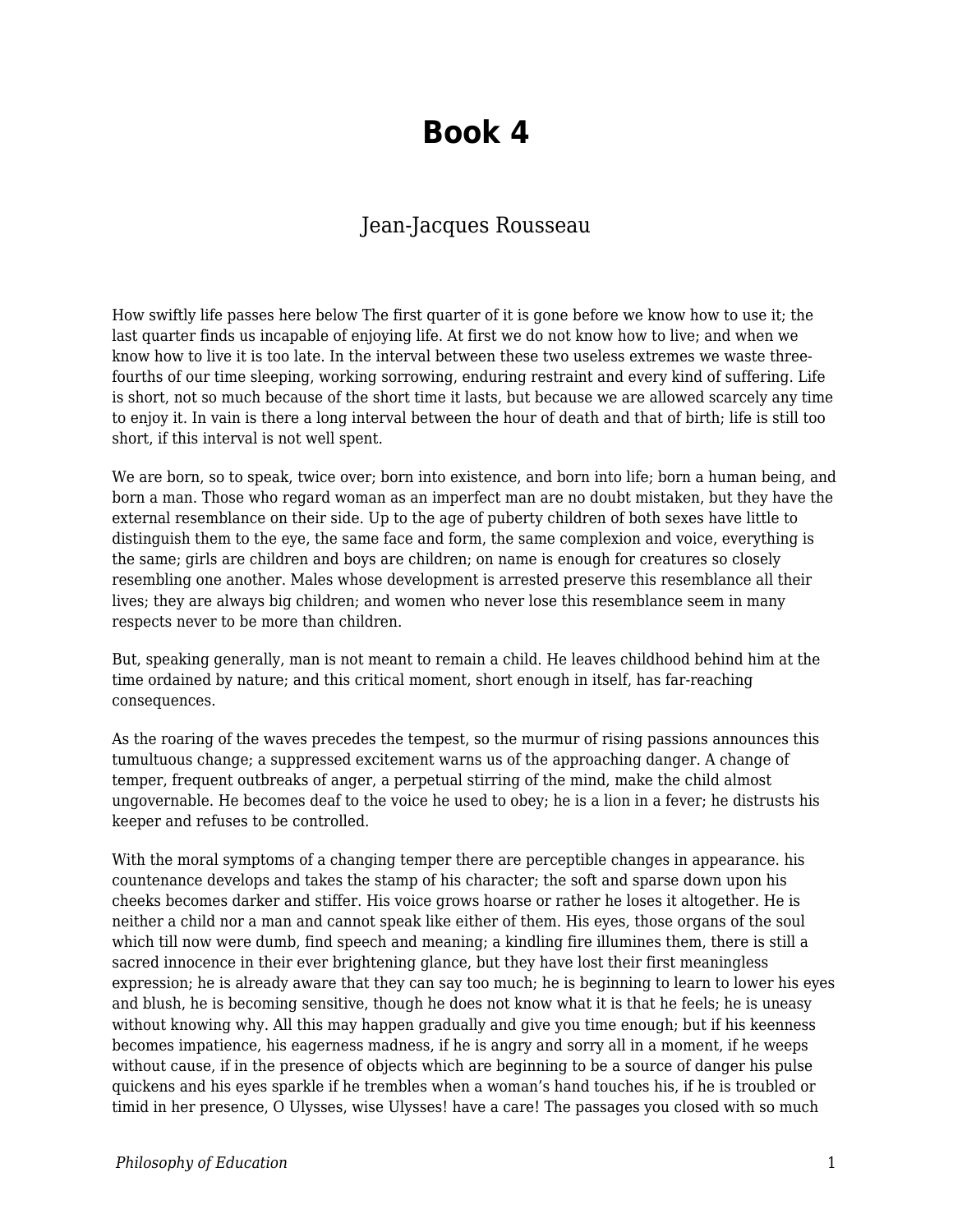# Book 4

Jean-Jacques Rousseau

How swiftly life passes here below The first quarter of it is gone before we know how to use it; the last quarter finds us incapable of enjoying life. At first we do not know how to live; and when we know how to live it is too late. In the interval between these two useless extremes we waste three-fourths of our time sleeping, working sorrowing, enduring restraint and every kind of suffering. Life is short, not so much because of the short time it lasts, but because we are allowed scarcely any time to enjoy it. In vain is there a long interval between the hour of death and that of birth; life is still too short, if this interval is not well spent.

We are born, so to speak, twice over; born into existence, and born into life; born a human being, and born a man. Those who regard woman as an imperfect man are no doubt mistaken, but they have the external resemblance on their side. Up to the age of puberty children of both sexes have little to distinguish them to the eye, the same face and form, the same complexion and voice, everything is the same; girls are children and boys are children; on name is enough for creatures so closely resembling one another. Males whose development is arrested preserve this resemblance all their lives; they are always big children; and women who never lose this resemblance seem in many respects never to be more than children.

But, speaking generally, man is not meant to remain a child. He leaves childhood behind him at the time ordained by nature; and this critical moment, short enough in itself, has far-reaching consequences.

As the roaring of the waves precedes the tempest, so the murmur of rising passions announces this tumultuous change; a suppressed excitement warns us of the approaching danger. A change of temper, frequent outbreaks of anger, a perpetual stirring of the mind, make the child almost ungovernable. He becomes deaf to the voice he used to obey; he is a lion in a fever; he distrusts his keeper and refuses to be controlled.

With the moral symptoms of a changing temper there are perceptible changes in appearance. his countenance develops and takes the stamp of his character; the soft and sparse down upon his cheeks becomes darker and stiffer. His voice grows hoarse or rather he loses it altogether. He is neither a child nor a man and cannot speak like either of them. His eyes, those organs of the soul which till now were dumb, find speech and meaning; a kindling fire illumines them, there is still a sacred innocence in their ever brightening glance, but they have lost their first meaningless expression; he is already aware that they can say too much; he is beginning to learn to lower his eyes and blush, he is becoming sensitive, though he does not know what it is that he feels; he is uneasy without knowing why. All this may happen gradually and give you time enough; but if his keenness becomes impatience, his eagerness madness, if he is angry and sorry all in a moment, if he weeps without cause, if in the presence of objects which are beginning to be a source of danger his pulse quickens and his eyes sparkle if he trembles when a woman's hand touches his, if he is troubled or timid in her presence, O Ulysses, wise Ulysses! have a care! The passages you closed with so much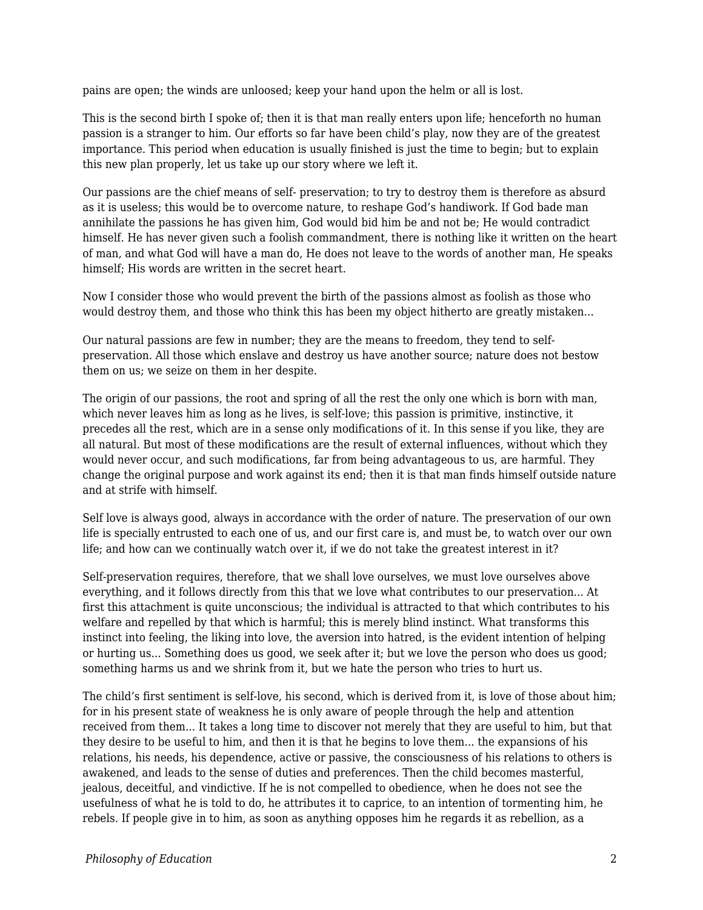pains are open; the winds are unloosed; keep your hand upon the helm or all is lost.

This is the second birth I spoke of; then it is that man really enters upon life; henceforth no human passion is a stranger to him. Our efforts so far have been child's play, now they are of the greatest importance. This period when education is usually finished is just the time to begin; but to explain this new plan properly, let us take up our story where we left it.

Our passions are the chief means of self- preservation; to try to destroy them is therefore as absurd as it is useless; this would be to overcome nature, to reshape God's handiwork. If God bade man annihilate the passions he has given him, God would bid him be and not be; He would contradict himself. He has never given such a foolish commandment, there is nothing like it written on the heart of man, and what God will have a man do, He does not leave to the words of another man, He speaks himself; His words are written in the secret heart.

Now I consider those who would prevent the birth of the passions almost as foolish as those who would destroy them, and those who think this has been my object hitherto are greatly mistaken...

Our natural passions are few in number; they are the means to freedom, they tend to self-preservation. All those which enslave and destroy us have another source; nature does not bestow them on us; we seize on them in her despite.

The origin of our passions, the root and spring of all the rest the only one which is born with man, which never leaves him as long as he lives, is self-love; this passion is primitive, instinctive, it precedes all the rest, which are in a sense only modifications of it. In this sense if you like, they are all natural. But most of these modifications are the result of external influences, without which they would never occur, and such modifications, far from being advantageous to us, are harmful. They change the original purpose and work against its end; then it is that man finds himself outside nature and at strife with himself.

Self love is always good, always in accordance with the order of nature. The preservation of our own life is specially entrusted to each one of us, and our first care is, and must be, to watch over our own life; and how can we continually watch over it, if we do not take the greatest interest in it?

Self-preservation requires, therefore, that we shall love ourselves, we must love ourselves above everything, and it follows directly from this that we love what contributes to our preservation... At first this attachment is quite unconscious; the individual is attracted to that which contributes to his welfare and repelled by that which is harmful; this is merely blind instinct. What transforms this instinct into feeling, the liking into love, the aversion into hatred, is the evident intention of helping or hurting us... Something does us good, we seek after it; but we love the person who does us good; something harms us and we shrink from it, but we hate the person who tries to hurt us.

The child's first sentiment is self-love, his second, which is derived from it, is love of those about him; for in his present state of weakness he is only aware of people through the help and attention received from them... It takes a long time to discover not merely that they are useful to him, but that they desire to be useful to him, and then it is that he begins to love them... the expansions of his relations, his needs, his dependence, active or passive, the consciousness of his relations to others is awakened, and leads to the sense of duties and preferences. Then the child becomes masterful, jealous, deceitful, and vindictive. If he is not compelled to obedience, when he does not see the usefulness of what he is told to do, he attributes it to caprice, to an intention of tormenting him, he rebels. If people give in to him, as soon as anything opposes him he regards it as rebellion, as a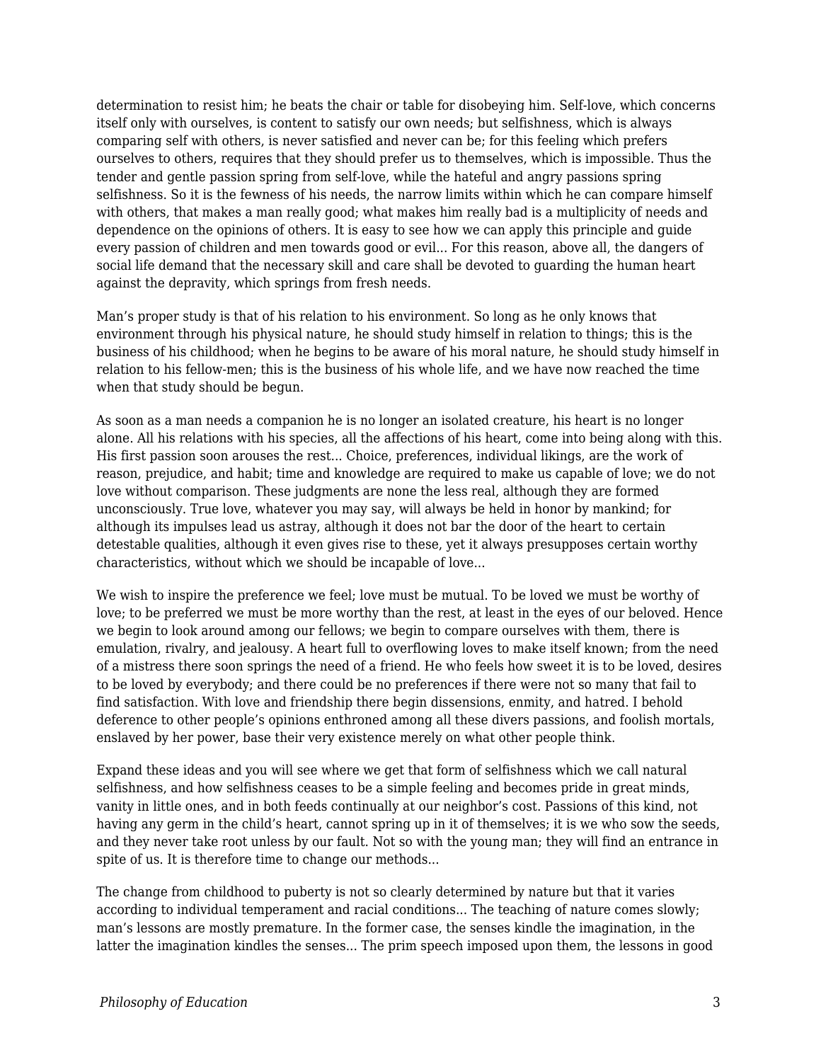determination to resist him; he beats the chair or table for disobeying him. Self-love, which concerns itself only with ourselves, is content to satisfy our own needs; but selfishness, which is always comparing self with others, is never satisfied and never can be; for this feeling which prefers ourselves to others, requires that they should prefer us to themselves, which is impossible. Thus the tender and gentle passion spring from self-love, while the hateful and angry passions spring selfishness. So it is the fewness of his needs, the narrow limits within which he can compare himself with others, that makes a man really good; what makes him really bad is a multiplicity of needs and dependence on the opinions of others. It is easy to see how we can apply this principle and guide every passion of children and men towards good or evil... For this reason, above all, the dangers of social life demand that the necessary skill and care shall be devoted to guarding the human heart against the depravity, which springs from fresh needs.

Man's proper study is that of his relation to his environment. So long as he only knows that environment through his physical nature, he should study himself in relation to things; this is the business of his childhood; when he begins to be aware of his moral nature, he should study himself in relation to his fellow-men; this is the business of his whole life, and we have now reached the time when that study should be begun.

As soon as a man needs a companion he is no longer an isolated creature, his heart is no longer alone. All his relations with his species, all the affections of his heart, come into being along with this. His first passion soon arouses the rest... Choice, preferences, individual likings, are the work of reason, prejudice, and habit; time and knowledge are required to make us capable of love; we do not love without comparison. These judgments are none the less real, although they are formed unconsciously. True love, whatever you may say, will always be held in honor by mankind; for although its impulses lead us astray, although it does not bar the door of the heart to certain detestable qualities, although it even gives rise to these, yet it always presupposes certain worthy characteristics, without which we should be incapable of love...

We wish to inspire the preference we feel; love must be mutual. To be loved we must be worthy of love; to be preferred we must be more worthy than the rest, at least in the eyes of our beloved. Hence we begin to look around among our fellows; we begin to compare ourselves with them, there is emulation, rivalry, and jealousy. A heart full to overflowing loves to make itself known; from the need of a mistress there soon springs the need of a friend. He who feels how sweet it is to be loved, desires to be loved by everybody; and there could be no preferences if there were not so many that fail to find satisfaction. With love and friendship there begin dissensions, enmity, and hatred. I behold deference to other people's opinions enthroned among all these divers passions, and foolish mortals, enslaved by her power, base their very existence merely on what other people think.

Expand these ideas and you will see where we get that form of selfishness which we call natural selfishness, and how selfishness ceases to be a simple feeling and becomes pride in great minds, vanity in little ones, and in both feeds continually at our neighbor's cost. Passions of this kind, not having any germ in the child's heart, cannot spring up in it of themselves; it is we who sow the seeds, and they never take root unless by our fault. Not so with the young man; they will find an entrance in spite of us. It is therefore time to change our methods...

The change from childhood to puberty is not so clearly determined by nature but that it varies according to individual temperament and racial conditions... The teaching of nature comes slowly; man's lessons are mostly premature. In the former case, the senses kindle the imagination, in the latter the imagination kindles the senses... The prim speech imposed upon them, the lessons in good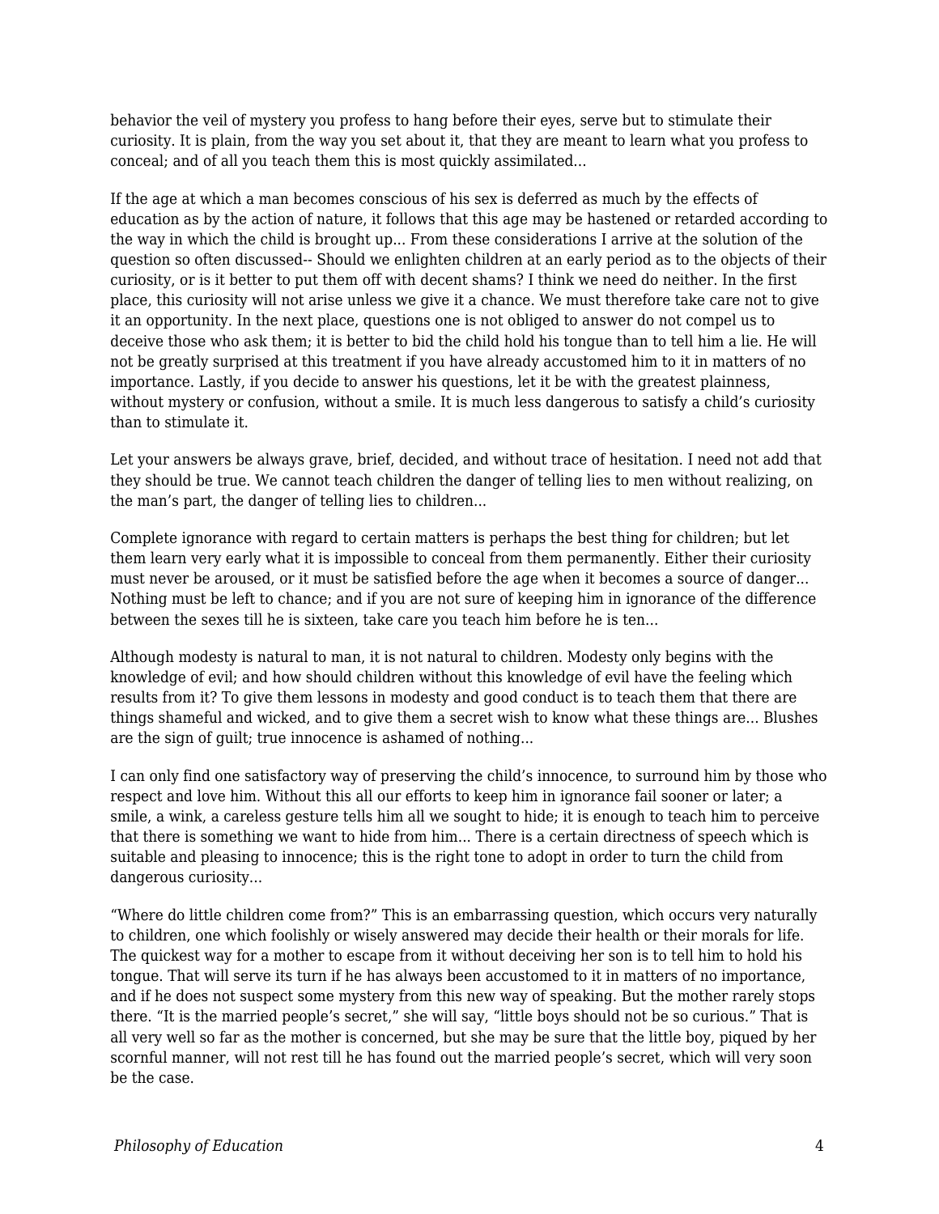behavior the veil of mystery you profess to hang before their eyes, serve but to stimulate their curiosity. It is plain, from the way you set about it, that they are meant to learn what you profess to conceal; and of all you teach them this is most quickly assimilated...

If the age at which a man becomes conscious of his sex is deferred as much by the effects of education as by the action of nature, it follows that this age may be hastened or retarded according to the way in which the child is brought up... From these considerations I arrive at the solution of the question so often discussed-- Should we enlighten children at an early period as to the objects of their curiosity, or is it better to put them off with decent shams? I think we need do neither. In the first place, this curiosity will not arise unless we give it a chance. We must therefore take care not to give it an opportunity. In the next place, questions one is not obliged to answer do not compel us to deceive those who ask them; it is better to bid the child hold his tongue than to tell him a lie. He will not be greatly surprised at this treatment if you have already accustomed him to it in matters of no importance. Lastly, if you decide to answer his questions, let it be with the greatest plainness, without mystery or confusion, without a smile. It is much less dangerous to satisfy a child's curiosity than to stimulate it.

Let your answers be always grave, brief, decided, and without trace of hesitation. I need not add that they should be true. We cannot teach children the danger of telling lies to men without realizing, on the man's part, the danger of telling lies to children...

Complete ignorance with regard to certain matters is perhaps the best thing for children; but let them learn very early what it is impossible to conceal from them permanently. Either their curiosity must never be aroused, or it must be satisfied before the age when it becomes a source of danger... Nothing must be left to chance; and if you are not sure of keeping him in ignorance of the difference between the sexes till he is sixteen, take care you teach him before he is ten...

Although modesty is natural to man, it is not natural to children. Modesty only begins with the knowledge of evil; and how should children without this knowledge of evil have the feeling which results from it? To give them lessons in modesty and good conduct is to teach them that there are things shameful and wicked, and to give them a secret wish to know what these things are... Blushes are the sign of guilt; true innocence is ashamed of nothing...

I can only find one satisfactory way of preserving the child's innocence, to surround him by those who respect and love him. Without this all our efforts to keep him in ignorance fail sooner or later; a smile, a wink, a careless gesture tells him all we sought to hide; it is enough to teach him to perceive that there is something we want to hide from him... There is a certain directness of speech which is suitable and pleasing to innocence; this is the right tone to adopt in order to turn the child from dangerous curiosity...

"Where do little children come from?" This is an embarrassing question, which occurs very naturally to children, one which foolishly or wisely answered may decide their health or their morals for life. The quickest way for a mother to escape from it without deceiving her son is to tell him to hold his tongue. That will serve its turn if he has always been accustomed to it in matters of no importance, and if he does not suspect some mystery from this new way of speaking. But the mother rarely stops there. "It is the married people's secret," she will say, "little boys should not be so curious." That is all very well so far as the mother is concerned, but she may be sure that the little boy, piqued by her scornful manner, will not rest till he has found out the married people's secret, which will very soon be the case.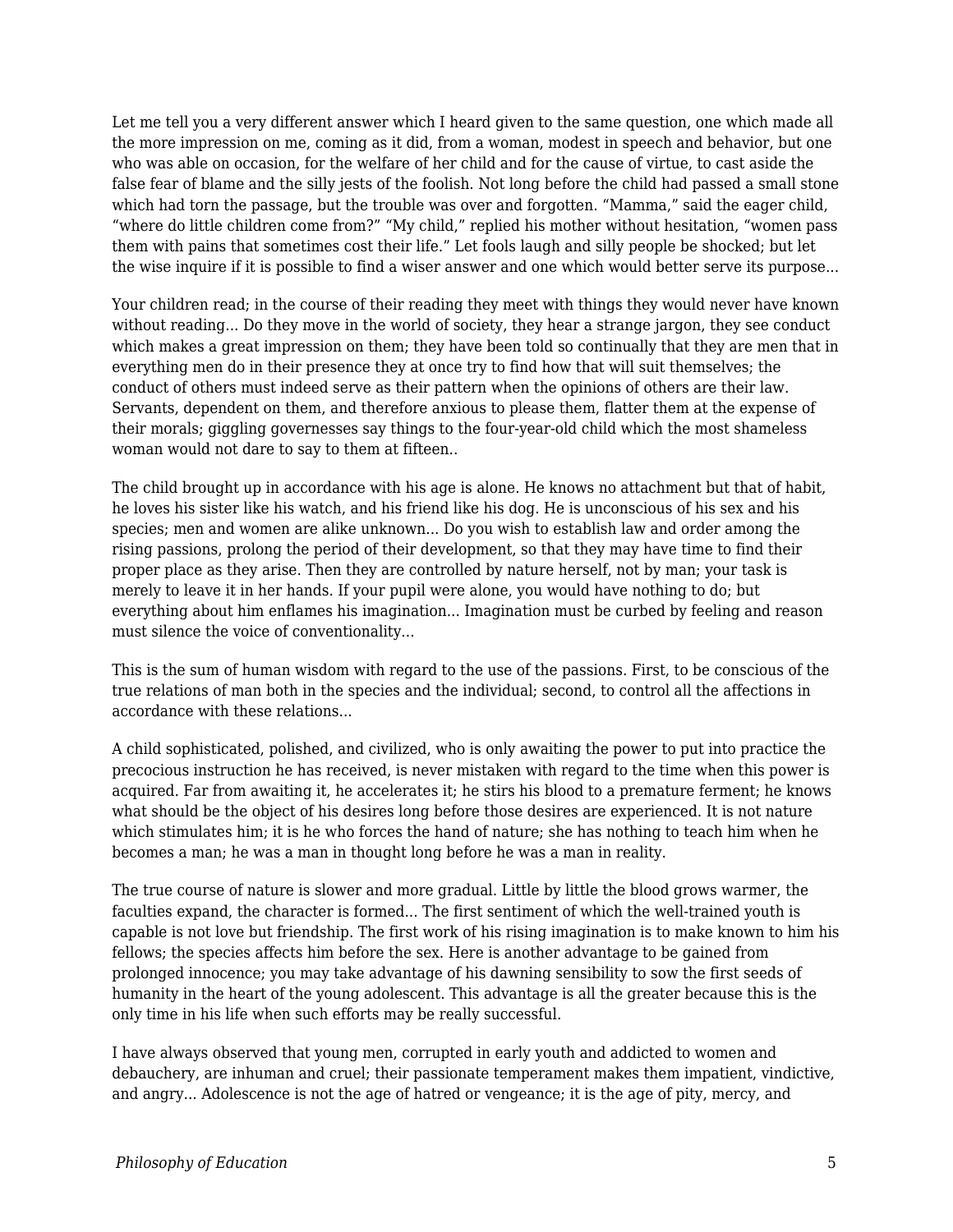Let me tell you a very different answer which I heard given to the same question, one which made all the more impression on me, coming as it did, from a woman, modest in speech and behavior, but one who was able on occasion, for the welfare of her child and for the cause of virtue, to cast aside the false fear of blame and the silly jests of the foolish. Not long before the child had passed a small stone which had torn the passage, but the trouble was over and forgotten. “Mamma,” said the eager child, “where do little children come from?” “My child,” replied his mother without hesitation, “women pass them with pains that sometimes cost their life.” Let fools laugh and silly people be shocked; but let the wise inquire if it is possible to find a wiser answer and one which would better serve its purpose...

Your children read; in the course of their reading they meet with things they would never have known without reading... Do they move in the world of society, they hear a strange jargon, they see conduct which makes a great impression on them; they have been told so continually that they are men that in everything men do in their presence they at once try to find how that will suit themselves; the conduct of others must indeed serve as their pattern when the opinions of others are their law. Servants, dependent on them, and therefore anxious to please them, flatter them at the expense of their morals; giggling governesses say things to the four-year-old child which the most shameless woman would not dare to say to them at fifteen..

The child brought up in accordance with his age is alone. He knows no attachment but that of habit, he loves his sister like his watch, and his friend like his dog. He is unconscious of his sex and his species; men and women are alike unknown... Do you wish to establish law and order among the rising passions, prolong the period of their development, so that they may have time to find their proper place as they arise. Then they are controlled by nature herself, not by man; your task is merely to leave it in her hands. If your pupil were alone, you would have nothing to do; but everything about him enflames his imagination... Imagination must be curbed by feeling and reason must silence the voice of conventionality...

This is the sum of human wisdom with regard to the use of the passions. First, to be conscious of the true relations of man both in the species and the individual; second, to control all the affections in accordance with these relations...

A child sophisticated, polished, and civilized, who is only awaiting the power to put into practice the precocious instruction he has received, is never mistaken with regard to the time when this power is acquired. Far from awaiting it, he accelerates it; he stirs his blood to a premature ferment; he knows what should be the object of his desires long before those desires are experienced. It is not nature which stimulates him; it is he who forces the hand of nature; she has nothing to teach him when he becomes a man; he was a man in thought long before he was a man in reality.

The true course of nature is slower and more gradual. Little by little the blood grows warmer, the faculties expand, the character is formed... The first sentiment of which the well-trained youth is capable is not love but friendship. The first work of his rising imagination is to make known to him his fellows; the species affects him before the sex. Here is another advantage to be gained from prolonged innocence; you may take advantage of his dawning sensibility to sow the first seeds of humanity in the heart of the young adolescent. This advantage is all the greater because this is the only time in his life when such efforts may be really successful.

I have always observed that young men, corrupted in early youth and addicted to women and debauchery, are inhuman and cruel; their passionate temperament makes them impatient, vindictive, and angry... Adolescence is not the age of hatred or vengeance; it is the age of pity, mercy, and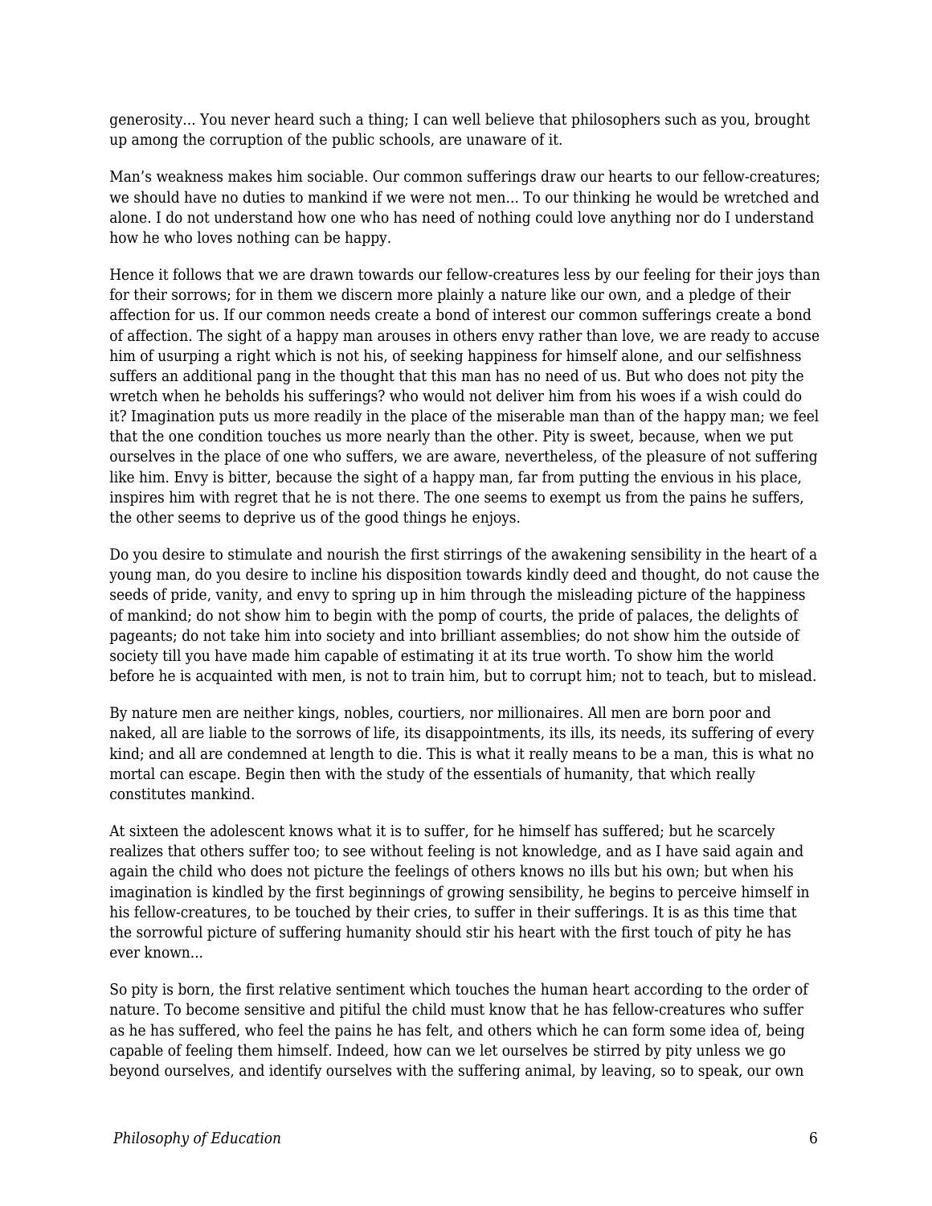generosity... You never heard such a thing; I can well believe that philosophers such as you, brought up among the corruption of the public schools, are unaware of it.

Man's weakness makes him sociable. Our common sufferings draw our hearts to our fellow-creatures; we should have no duties to mankind if we were not men... To our thinking he would be wretched and alone. I do not understand how one who has need of nothing could love anything nor do I understand how he who loves nothing can be happy.

Hence it follows that we are drawn towards our fellow-creatures less by our feeling for their joys than for their sorrows; for in them we discern more plainly a nature like our own, and a pledge of their affection for us. If our common needs create a bond of interest our common sufferings create a bond of affection. The sight of a happy man arouses in others envy rather than love, we are ready to accuse him of usurping a right which is not his, of seeking happiness for himself alone, and our selfishness suffers an additional pang in the thought that this man has no need of us. But who does not pity the wretch when he beholds his sufferings? who would not deliver him from his woes if a wish could do it? Imagination puts us more readily in the place of the miserable man than of the happy man; we feel that the one condition touches us more nearly than the other. Pity is sweet, because, when we put ourselves in the place of one who suffers, we are aware, nevertheless, of the pleasure of not suffering like him. Envy is bitter, because the sight of a happy man, far from putting the envious in his place, inspires him with regret that he is not there. The one seems to exempt us from the pains he suffers, the other seems to deprive us of the good things he enjoys.

Do you desire to stimulate and nourish the first stirrings of the awakening sensibility in the heart of a young man, do you desire to incline his disposition towards kindly deed and thought, do not cause the seeds of pride, vanity, and envy to spring up in him through the misleading picture of the happiness of mankind; do not show him to begin with the pomp of courts, the pride of palaces, the delights of pageants; do not take him into society and into brilliant assemblies; do not show him the outside of society till you have made him capable of estimating it at its true worth. To show him the world before he is acquainted with men, is not to train him, but to corrupt him; not to teach, but to mislead.

By nature men are neither kings, nobles, courtiers, nor millionaires. All men are born poor and naked, all are liable to the sorrows of life, its disappointments, its ills, its needs, its suffering of every kind; and all are condemned at length to die. This is what it really means to be a man, this is what no mortal can escape. Begin then with the study of the essentials of humanity, that which really constitutes mankind.

At sixteen the adolescent knows what it is to suffer, for he himself has suffered; but he scarcely realizes that others suffer too; to see without feeling is not knowledge, and as I have said again and again the child who does not picture the feelings of others knows no ills but his own; but when his imagination is kindled by the first beginnings of growing sensibility, he begins to perceive himself in his fellow-creatures, to be touched by their cries, to suffer in their sufferings. It is as this time that the sorrowful picture of suffering humanity should stir his heart with the first touch of pity he has ever known...

So pity is born, the first relative sentiment which touches the human heart according to the order of nature. To become sensitive and pitiful the child must know that he has fellow-creatures who suffer as he has suffered, who feel the pains he has felt, and others which he can form some idea of, being capable of feeling them himself. Indeed, how can we let ourselves be stirred by pity unless we go beyond ourselves, and identify ourselves with the suffering animal, by leaving, so to speak, our own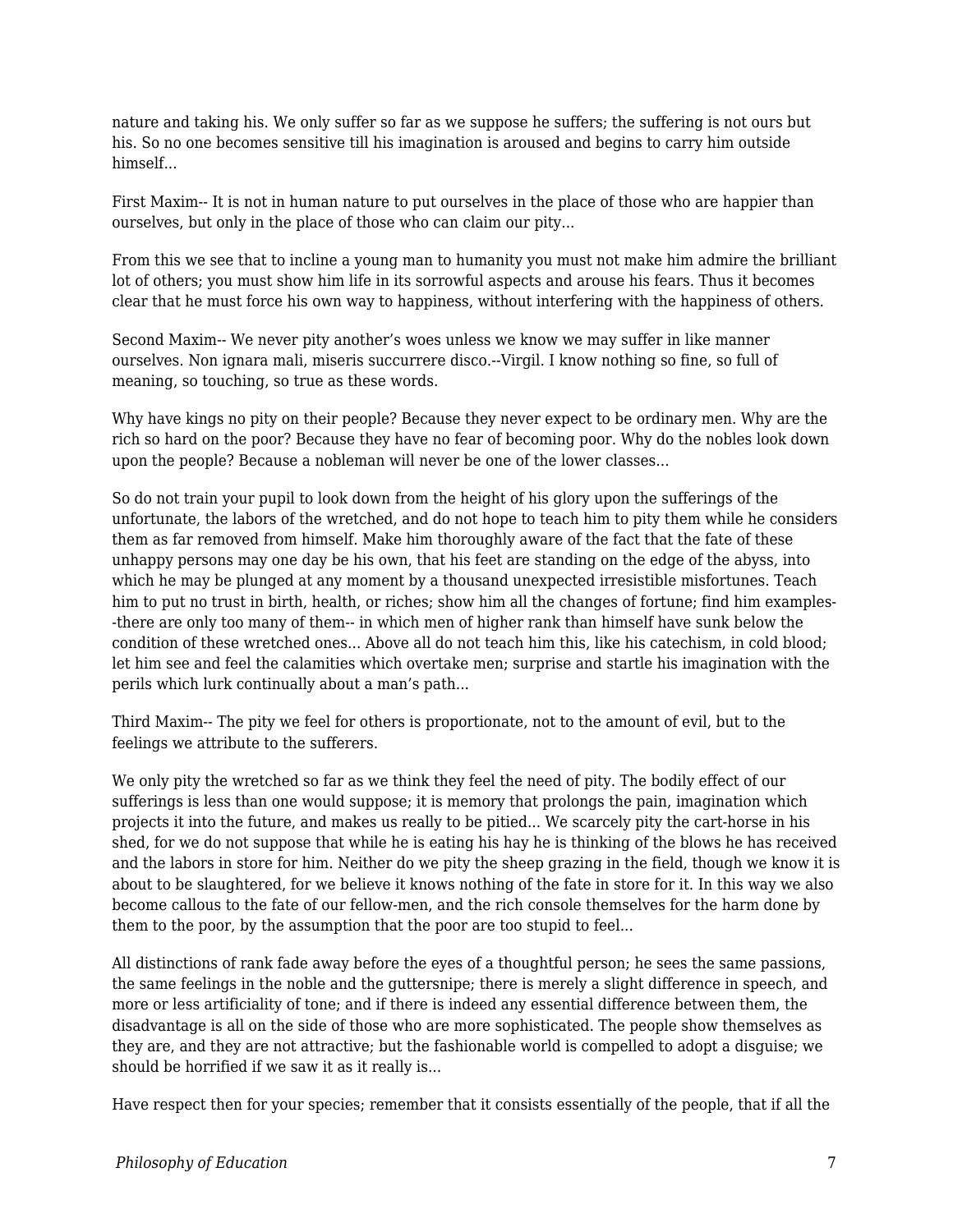nature and taking his. We only suffer so far as we suppose he suffers; the suffering is not ours but his. So no one becomes sensitive till his imagination is aroused and begins to carry him outside himself...

First Maxim-- It is not in human nature to put ourselves in the place of those who are happier than ourselves, but only in the place of those who can claim our pity...

From this we see that to incline a young man to humanity you must not make him admire the brilliant lot of others; you must show him life in its sorrowful aspects and arouse his fears. Thus it becomes clear that he must force his own way to happiness, without interfering with the happiness of others.

Second Maxim-- We never pity another's woes unless we know we may suffer in like manner ourselves. Non ignara mali, miseris succurrere disco.--Virgil. I know nothing so fine, so full of meaning, so touching, so true as these words.

Why have kings no pity on their people? Because they never expect to be ordinary men. Why are the rich so hard on the poor? Because they have no fear of becoming poor. Why do the nobles look down upon the people? Because a nobleman will never be one of the lower classes...

So do not train your pupil to look down from the height of his glory upon the sufferings of the unfortunate, the labors of the wretched, and do not hope to teach him to pity them while he considers them as far removed from himself. Make him thoroughly aware of the fact that the fate of these unhappy persons may one day be his own, that his feet are standing on the edge of the abyss, into which he may be plunged at any moment by a thousand unexpected irresistible misfortunes. Teach him to put no trust in birth, health, or riches; show him all the changes of fortune; find him examples--there are only too many of them-- in which men of higher rank than himself have sunk below the condition of these wretched ones... Above all do not teach him this, like his catechism, in cold blood; let him see and feel the calamities which overtake men; surprise and startle his imagination with the perils which lurk continually about a man's path...

Third Maxim-- The pity we feel for others is proportionate, not to the amount of evil, but to the feelings we attribute to the sufferers.

We only pity the wretched so far as we think they feel the need of pity. The bodily effect of our sufferings is less than one would suppose; it is memory that prolongs the pain, imagination which projects it into the future, and makes us really to be pitied... We scarcely pity the cart-horse in his shed, for we do not suppose that while he is eating his hay he is thinking of the blows he has received and the labors in store for him. Neither do we pity the sheep grazing in the field, though we know it is about to be slaughtered, for we believe it knows nothing of the fate in store for it. In this way we also become callous to the fate of our fellow-men, and the rich console themselves for the harm done by them to the poor, by the assumption that the poor are too stupid to feel...

All distinctions of rank fade away before the eyes of a thoughtful person; he sees the same passions, the same feelings in the noble and the guttersnipe; there is merely a slight difference in speech, and more or less artificiality of tone; and if there is indeed any essential difference between them, the disadvantage is all on the side of those who are more sophisticated. The people show themselves as they are, and they are not attractive; but the fashionable world is compelled to adopt a disguise; we should be horrified if we saw it as it really is...

Have respect then for your species; remember that it consists essentially of the people, that if all the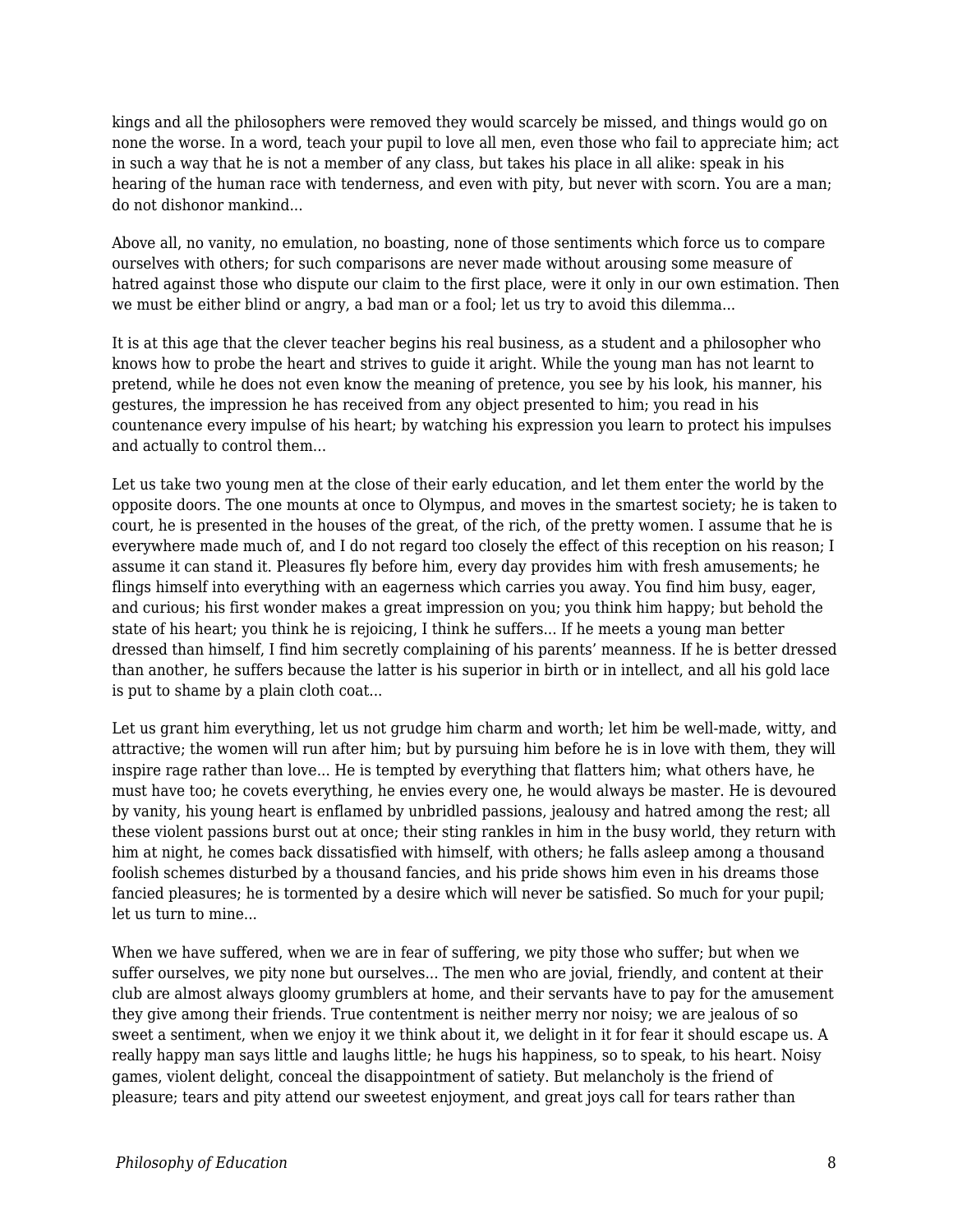kings and all the philosophers were removed they would scarcely be missed, and things would go on none the worse. In a word, teach your pupil to love all men, even those who fail to appreciate him; act in such a way that he is not a member of any class, but takes his place in all alike: speak in his hearing of the human race with tenderness, and even with pity, but never with scorn. You are a man; do not dishonor mankind...

Above all, no vanity, no emulation, no boasting, none of those sentiments which force us to compare ourselves with others; for such comparisons are never made without arousing some measure of hatred against those who dispute our claim to the first place, were it only in our own estimation. Then we must be either blind or angry, a bad man or a fool; let us try to avoid this dilemma...

It is at this age that the clever teacher begins his real business, as a student and a philosopher who knows how to probe the heart and strives to guide it aright. While the young man has not learnt to pretend, while he does not even know the meaning of pretence, you see by his look, his manner, his gestures, the impression he has received from any object presented to him; you read in his countenance every impulse of his heart; by watching his expression you learn to protect his impulses and actually to control them...

Let us take two young men at the close of their early education, and let them enter the world by the opposite doors. The one mounts at once to Olympus, and moves in the smartest society; he is taken to court, he is presented in the houses of the great, of the rich, of the pretty women. I assume that he is everywhere made much of, and I do not regard too closely the effect of this reception on his reason; I assume it can stand it. Pleasures fly before him, every day provides him with fresh amusements; he flings himself into everything with an eagerness which carries you away. You find him busy, eager, and curious; his first wonder makes a great impression on you; you think him happy; but behold the state of his heart; you think he is rejoicing, I think he suffers... If he meets a young man better dressed than himself, I find him secretly complaining of his parents' meanness. If he is better dressed than another, he suffers because the latter is his superior in birth or in intellect, and all his gold lace is put to shame by a plain cloth coat...

Let us grant him everything, let us not grudge him charm and worth; let him be well-made, witty, and attractive; the women will run after him; but by pursuing him before he is in love with them, they will inspire rage rather than love... He is tempted by everything that flatters him; what others have, he must have too; he covets everything, he envies every one, he would always be master. He is devoured by vanity, his young heart is enflamed by unbridled passions, jealousy and hatred among the rest; all these violent passions burst out at once; their sting rankles in him in the busy world, they return with him at night, he comes back dissatisfied with himself, with others; he falls asleep among a thousand foolish schemes disturbed by a thousand fancies, and his pride shows him even in his dreams those fancied pleasures; he is tormented by a desire which will never be satisfied. So much for your pupil; let us turn to mine...

When we have suffered, when we are in fear of suffering, we pity those who suffer; but when we suffer ourselves, we pity none but ourselves... The men who are jovial, friendly, and content at their club are almost always gloomy grumblers at home, and their servants have to pay for the amusement they give among their friends. True contentment is neither merry nor noisy; we are jealous of so sweet a sentiment, when we enjoy it we think about it, we delight in it for fear it should escape us. A really happy man says little and laughs little; he hugs his happiness, so to speak, to his heart. Noisy games, violent delight, conceal the disappointment of satiety. But melancholy is the friend of pleasure; tears and pity attend our sweetest enjoyment, and great joys call for tears rather than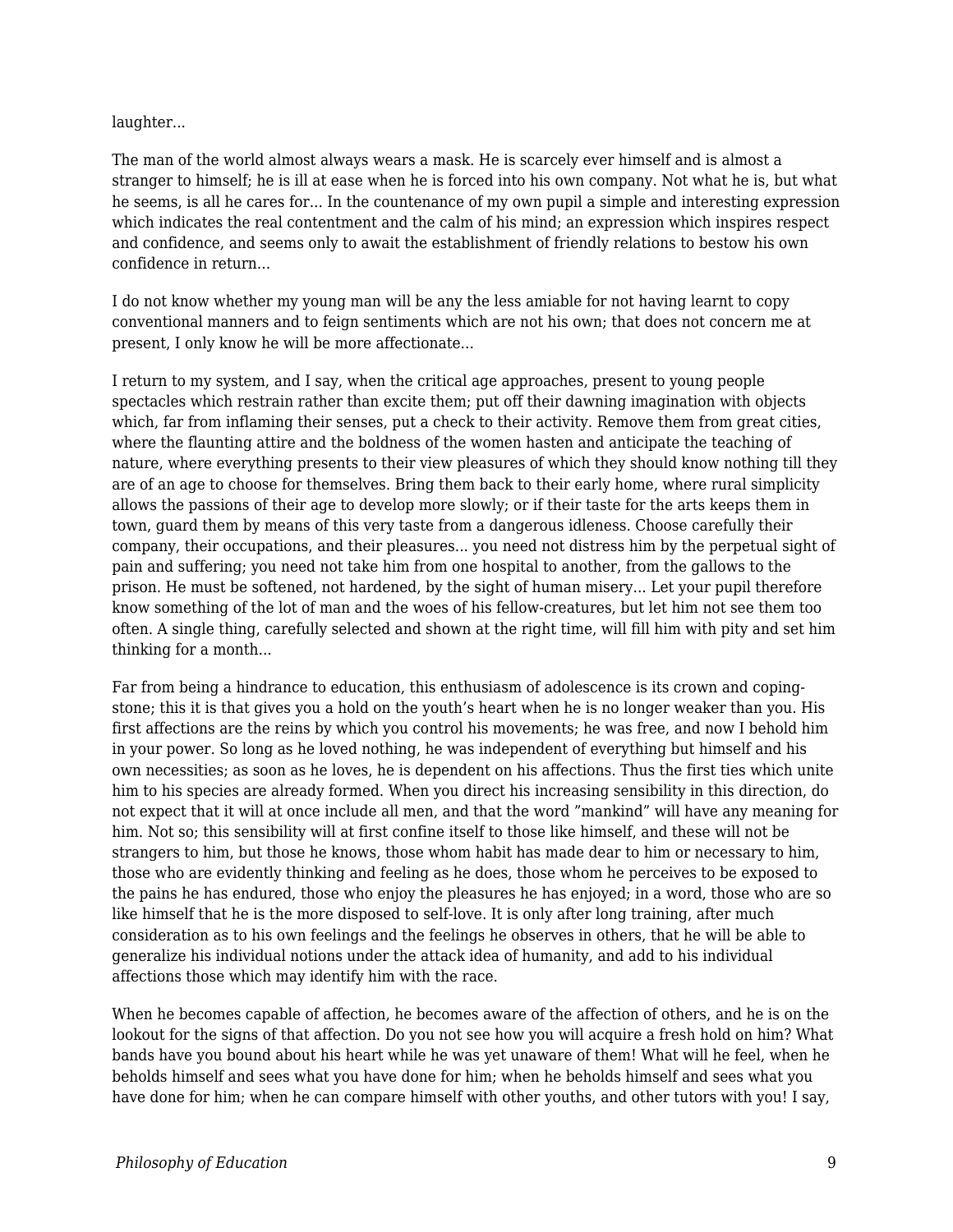laughter...

The man of the world almost always wears a mask. He is scarcely ever himself and is almost a stranger to himself; he is ill at ease when he is forced into his own company. Not what he is, but what he seems, is all he cares for... In the countenance of my own pupil a simple and interesting expression which indicates the real contentment and the calm of his mind; an expression which inspires respect and confidence, and seems only to await the establishment of friendly relations to bestow his own confidence in return...

I do not know whether my young man will be any the less amiable for not having learnt to copy conventional manners and to feign sentiments which are not his own; that does not concern me at present, I only know he will be more affectionate...

I return to my system, and I say, when the critical age approaches, present to young people spectacles which restrain rather than excite them; put off their dawning imagination with objects which, far from inflaming their senses, put a check to their activity. Remove them from great cities, where the flaunting attire and the boldness of the women hasten and anticipate the teaching of nature, where everything presents to their view pleasures of which they should know nothing till they are of an age to choose for themselves. Bring them back to their early home, where rural simplicity allows the passions of their age to develop more slowly; or if their taste for the arts keeps them in town, guard them by means of this very taste from a dangerous idleness. Choose carefully their company, their occupations, and their pleasures... you need not distress him by the perpetual sight of pain and suffering; you need not take him from one hospital to another, from the gallows to the prison. He must be softened, not hardened, by the sight of human misery... Let your pupil therefore know something of the lot of man and the woes of his fellow-creatures, but let him not see them too often. A single thing, carefully selected and shown at the right time, will fill him with pity and set him thinking for a month...

Far from being a hindrance to education, this enthusiasm of adolescence is its crown and coping-stone; this it is that gives you a hold on the youth's heart when he is no longer weaker than you. His first affections are the reins by which you control his movements; he was free, and now I behold him in your power. So long as he loved nothing, he was independent of everything but himself and his own necessities; as soon as he loves, he is dependent on his affections. Thus the first ties which unite him to his species are already formed. When you direct his increasing sensibility in this direction, do not expect that it will at once include all men, and that the word "mankind" will have any meaning for him. Not so; this sensibility will at first confine itself to those like himself, and these will not be strangers to him, but those he knows, those whom habit has made dear to him or necessary to him, those who are evidently thinking and feeling as he does, those whom he perceives to be exposed to the pains he has endured, those who enjoy the pleasures he has enjoyed; in a word, those who are so like himself that he is the more disposed to self-love. It is only after long training, after much consideration as to his own feelings and the feelings he observes in others, that he will be able to generalize his individual notions under the attack idea of humanity, and add to his individual affections those which may identify him with the race.

When he becomes capable of affection, he becomes aware of the affection of others, and he is on the lookout for the signs of that affection. Do you not see how you will acquire a fresh hold on him? What bands have you bound about his heart while he was yet unaware of them! What will he feel, when he beholds himself and sees what you have done for him; when he beholds himself and sees what you have done for him; when he can compare himself with other youths, and other tutors with you! I say,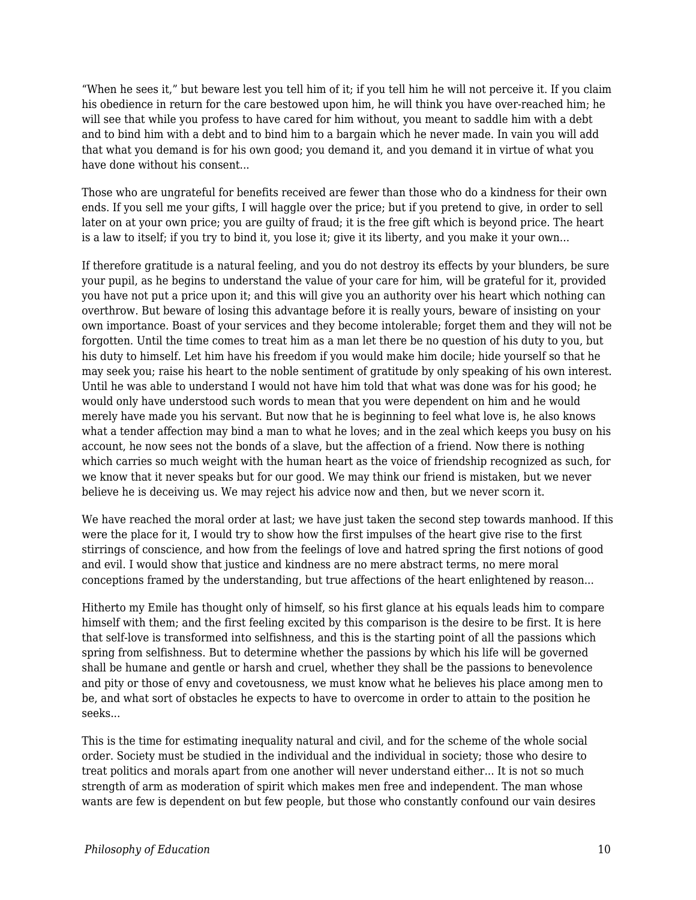"When he sees it," but beware lest you tell him of it; if you tell him he will not perceive it. If you claim his obedience in return for the care bestowed upon him, he will think you have over-reached him; he will see that while you profess to have cared for him without, you meant to saddle him with a debt and to bind him with a debt and to bind him to a bargain which he never made. In vain you will add that what you demand is for his own good; you demand it, and you demand it in virtue of what you have done without his consent...

Those who are ungrateful for benefits received are fewer than those who do a kindness for their own ends. If you sell me your gifts, I will haggle over the price; but if you pretend to give, in order to sell later on at your own price; you are guilty of fraud; it is the free gift which is beyond price. The heart is a law to itself; if you try to bind it, you lose it; give it its liberty, and you make it your own...

If therefore gratitude is a natural feeling, and you do not destroy its effects by your blunders, be sure your pupil, as he begins to understand the value of your care for him, will be grateful for it, provided you have not put a price upon it; and this will give you an authority over his heart which nothing can overthrow. But beware of losing this advantage before it is really yours, beware of insisting on your own importance. Boast of your services and they become intolerable; forget them and they will not be forgotten. Until the time comes to treat him as a man let there be no question of his duty to you, but his duty to himself. Let him have his freedom if you would make him docile; hide yourself so that he may seek you; raise his heart to the noble sentiment of gratitude by only speaking of his own interest. Until he was able to understand I would not have him told that what was done was for his good; he would only have understood such words to mean that you were dependent on him and he would merely have made you his servant. But now that he is beginning to feel what love is, he also knows what a tender affection may bind a man to what he loves; and in the zeal which keeps you busy on his account, he now sees not the bonds of a slave, but the affection of a friend. Now there is nothing which carries so much weight with the human heart as the voice of friendship recognized as such, for we know that it never speaks but for our good. We may think our friend is mistaken, but we never believe he is deceiving us. We may reject his advice now and then, but we never scorn it.

We have reached the moral order at last; we have just taken the second step towards manhood. If this were the place for it, I would try to show how the first impulses of the heart give rise to the first stirrings of conscience, and how from the feelings of love and hatred spring the first notions of good and evil. I would show that justice and kindness are no mere abstract terms, no mere moral conceptions framed by the understanding, but true affections of the heart enlightened by reason...

Hitherto my Emile has thought only of himself, so his first glance at his equals leads him to compare himself with them; and the first feeling excited by this comparison is the desire to be first. It is here that self-love is transformed into selfishness, and this is the starting point of all the passions which spring from selfishness. But to determine whether the passions by which his life will be governed shall be humane and gentle or harsh and cruel, whether they shall be the passions to benevolence and pity or those of envy and covetousness, we must know what he believes his place among men to be, and what sort of obstacles he expects to have to overcome in order to attain to the position he seeks...

This is the time for estimating inequality natural and civil, and for the scheme of the whole social order. Society must be studied in the individual and the individual in society; those who desire to treat politics and morals apart from one another will never understand either... It is not so much strength of arm as moderation of spirit which makes men free and independent. The man whose wants are few is dependent on but few people, but those who constantly confound our vain desires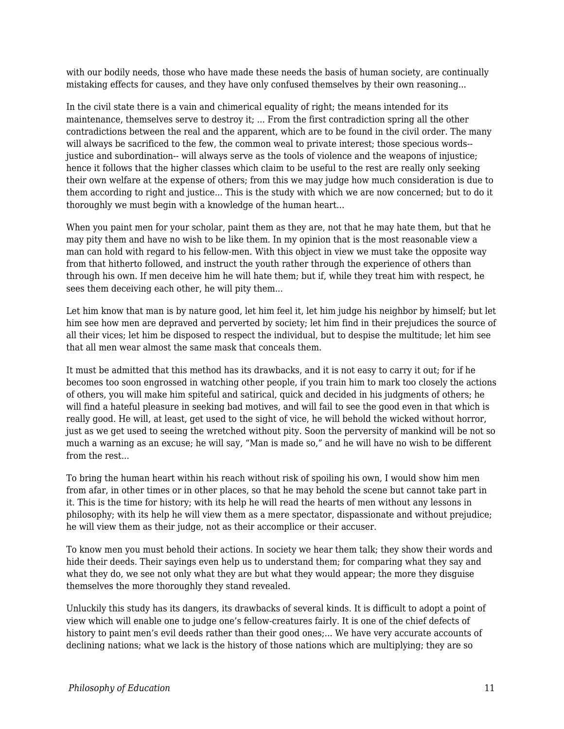with our bodily needs, those who have made these needs the basis of human society, are continually mistaking effects for causes, and they have only confused themselves by their own reasoning...

In the civil state there is a vain and chimerical equality of right; the means intended for its maintenance, themselves serve to destroy it; ... From the first contradiction spring all the other contradictions between the real and the apparent, which are to be found in the civil order. The many will always be sacrificed to the few, the common weal to private interest; those specious words-- justice and subordination-- will always serve as the tools of violence and the weapons of injustice; hence it follows that the higher classes which claim to be useful to the rest are really only seeking their own welfare at the expense of others; from this we may judge how much consideration is due to them according to right and justice... This is the study with which we are now concerned; but to do it thoroughly we must begin with a knowledge of the human heart...

When you paint men for your scholar, paint them as they are, not that he may hate them, but that he may pity them and have no wish to be like them. In my opinion that is the most reasonable view a man can hold with regard to his fellow-men. With this object in view we must take the opposite way from that hitherto followed, and instruct the youth rather through the experience of others than through his own. If men deceive him he will hate them; but if, while they treat him with respect, he sees them deceiving each other, he will pity them...

Let him know that man is by nature good, let him feel it, let him judge his neighbor by himself; but let him see how men are depraved and perverted by society; let him find in their prejudices the source of all their vices; let him be disposed to respect the individual, but to despise the multitude; let him see that all men wear almost the same mask that conceals them.

It must be admitted that this method has its drawbacks, and it is not easy to carry it out; for if he becomes too soon engrossed in watching other people, if you train him to mark too closely the actions of others, you will make him spiteful and satirical, quick and decided in his judgments of others; he will find a hateful pleasure in seeking bad motives, and will fail to see the good even in that which is really good. He will, at least, get used to the sight of vice, he will behold the wicked without horror, just as we get used to seeing the wretched without pity. Soon the perversity of mankind will be not so much a warning as an excuse; he will say, "Man is made so," and he will have no wish to be different from the rest...

To bring the human heart within his reach without risk of spoiling his own, I would show him men from afar, in other times or in other places, so that he may behold the scene but cannot take part in it. This is the time for history; with its help he will read the hearts of men without any lessons in philosophy; with its help he will view them as a mere spectator, dispassionate and without prejudice; he will view them as their judge, not as their accomplice or their accuser.

To know men you must behold their actions. In society we hear them talk; they show their words and hide their deeds. Their sayings even help us to understand them; for comparing what they say and what they do, we see not only what they are but what they would appear; the more they disguise themselves the more thoroughly they stand revealed.

Unluckily this study has its dangers, its drawbacks of several kinds. It is difficult to adopt a point of view which will enable one to judge one's fellow-creatures fairly. It is one of the chief defects of history to paint men's evil deeds rather than their good ones;... We have very accurate accounts of declining nations; what we lack is the history of those nations which are multiplying; they are so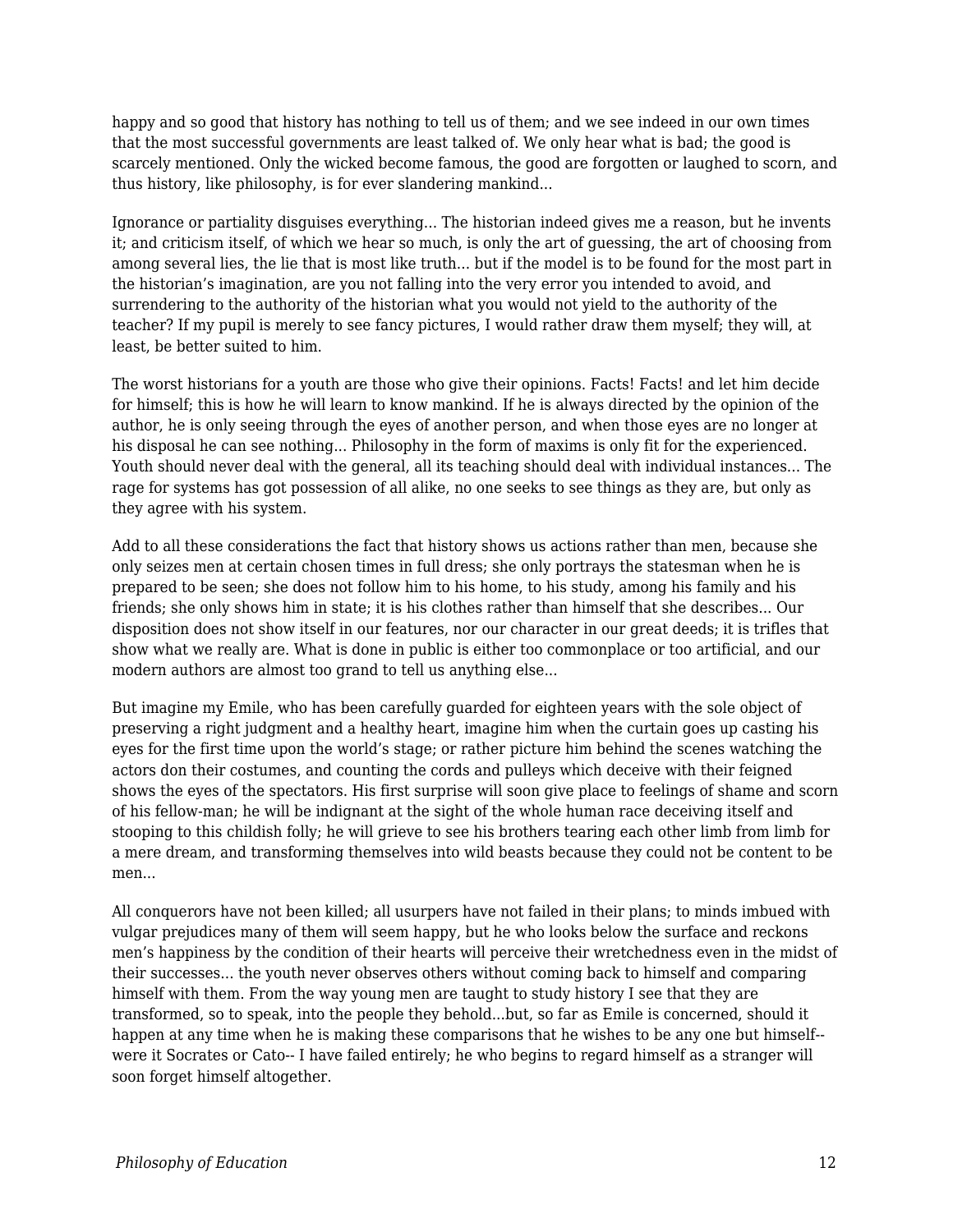happy and so good that history has nothing to tell us of them; and we see indeed in our own times that the most successful governments are least talked of. We only hear what is bad; the good is scarcely mentioned. Only the wicked become famous, the good are forgotten or laughed to scorn, and thus history, like philosophy, is for ever slandering mankind...

Ignorance or partiality disguises everything... The historian indeed gives me a reason, but he invents it; and criticism itself, of which we hear so much, is only the art of guessing, the art of choosing from among several lies, the lie that is most like truth... but if the model is to be found for the most part in the historian's imagination, are you not falling into the very error you intended to avoid, and surrendering to the authority of the historian what you would not yield to the authority of the teacher? If my pupil is merely to see fancy pictures, I would rather draw them myself; they will, at least, be better suited to him.

The worst historians for a youth are those who give their opinions. Facts! Facts! and let him decide for himself; this is how he will learn to know mankind. If he is always directed by the opinion of the author, he is only seeing through the eyes of another person, and when those eyes are no longer at his disposal he can see nothing... Philosophy in the form of maxims is only fit for the experienced. Youth should never deal with the general, all its teaching should deal with individual instances... The rage for systems has got possession of all alike, no one seeks to see things as they are, but only as they agree with his system.

Add to all these considerations the fact that history shows us actions rather than men, because she only seizes men at certain chosen times in full dress; she only portrays the statesman when he is prepared to be seen; she does not follow him to his home, to his study, among his family and his friends; she only shows him in state; it is his clothes rather than himself that she describes... Our disposition does not show itself in our features, nor our character in our great deeds; it is trifles that show what we really are. What is done in public is either too commonplace or too artificial, and our modern authors are almost too grand to tell us anything else...

But imagine my Emile, who has been carefully guarded for eighteen years with the sole object of preserving a right judgment and a healthy heart, imagine him when the curtain goes up casting his eyes for the first time upon the world's stage; or rather picture him behind the scenes watching the actors don their costumes, and counting the cords and pulleys which deceive with their feigned shows the eyes of the spectators. His first surprise will soon give place to feelings of shame and scorn of his fellow-man; he will be indignant at the sight of the whole human race deceiving itself and stooping to this childish folly; he will grieve to see his brothers tearing each other limb from limb for a mere dream, and transforming themselves into wild beasts because they could not be content to be men...

All conquerors have not been killed; all usurpers have not failed in their plans; to minds imbued with vulgar prejudices many of them will seem happy, but he who looks below the surface and reckons men's happiness by the condition of their hearts will perceive their wretchedness even in the midst of their successes... the youth never observes others without coming back to himself and comparing himself with them. From the way young men are taught to study history I see that they are transformed, so to speak, into the people they behold...but, so far as Emile is concerned, should it happen at any time when he is making these comparisons that he wishes to be any one but himself-- were it Socrates or Cato-- I have failed entirely; he who begins to regard himself as a stranger will soon forget himself altogether.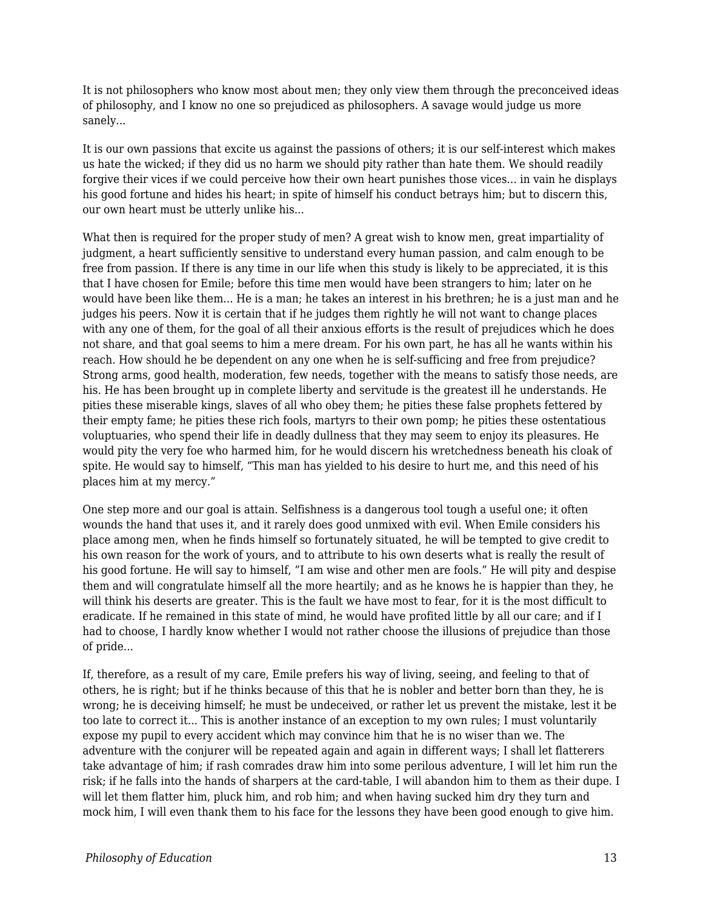It is not philosophers who know most about men; they only view them through the preconceived ideas of philosophy, and I know no one so prejudiced as philosophers. A savage would judge us more sanely…

It is our own passions that excite us against the passions of others; it is our self-interest which makes us hate the wicked; if they did us no harm we should pity rather than hate them. We should readily forgive their vices if we could perceive how their own heart punishes those vices… in vain he displays his good fortune and hides his heart; in spite of himself his conduct betrays him; but to discern this, our own heart must be utterly unlike his…

What then is required for the proper study of men? A great wish to know men, great impartiality of judgment, a heart sufficiently sensitive to understand every human passion, and calm enough to be free from passion. If there is any time in our life when this study is likely to be appreciated, it is this that I have chosen for Emile; before this time men would have been strangers to him; later on he would have been like them… He is a man; he takes an interest in his brethren; he is a just man and he judges his peers. Now it is certain that if he judges them rightly he will not want to change places with any one of them, for the goal of all their anxious efforts is the result of prejudices which he does not share, and that goal seems to him a mere dream. For his own part, he has all he wants within his reach. How should he be dependent on any one when he is self-sufficing and free from prejudice? Strong arms, good health, moderation, few needs, together with the means to satisfy those needs, are his. He has been brought up in complete liberty and servitude is the greatest ill he understands. He pities these miserable kings, slaves of all who obey them; he pities these false prophets fettered by their empty fame; he pities these rich fools, martyrs to their own pomp; he pities these ostentatious voluptuaries, who spend their life in deadly dullness that they may seem to enjoy its pleasures. He would pity the very foe who harmed him, for he would discern his wretchedness beneath his cloak of spite. He would say to himself, "This man has yielded to his desire to hurt me, and this need of his places him at my mercy."

One step more and our goal is attain. Selfishness is a dangerous tool tough a useful one; it often wounds the hand that uses it, and it rarely does good unmixed with evil. When Emile considers his place among men, when he finds himself so fortunately situated, he will be tempted to give credit to his own reason for the work of yours, and to attribute to his own deserts what is really the result of his good fortune. He will say to himself, "I am wise and other men are fools." He will pity and despise them and will congratulate himself all the more heartily; and as he knows he is happier than they, he will think his deserts are greater. This is the fault we have most to fear, for it is the most difficult to eradicate. If he remained in this state of mind, he would have profited little by all our care; and if I had to choose, I hardly know whether I would not rather choose the illusions of prejudice than those of pride…

If, therefore, as a result of my care, Emile prefers his way of living, seeing, and feeling to that of others, he is right; but if he thinks because of this that he is nobler and better born than they, he is wrong; he is deceiving himself; he must be undeceived, or rather let us prevent the mistake, lest it be too late to correct it… This is another instance of an exception to my own rules; I must voluntarily expose my pupil to every accident which may convince him that he is no wiser than we. The adventure with the conjurer will be repeated again and again in different ways; I shall let flatterers take advantage of him; if rash comrades draw him into some perilous adventure, I will let him run the risk; if he falls into the hands of sharpers at the card-table, I will abandon him to them as their dupe. I will let them flatter him, pluck him, and rob him; and when having sucked him dry they turn and mock him, I will even thank them to his face for the lessons they have been good enough to give him.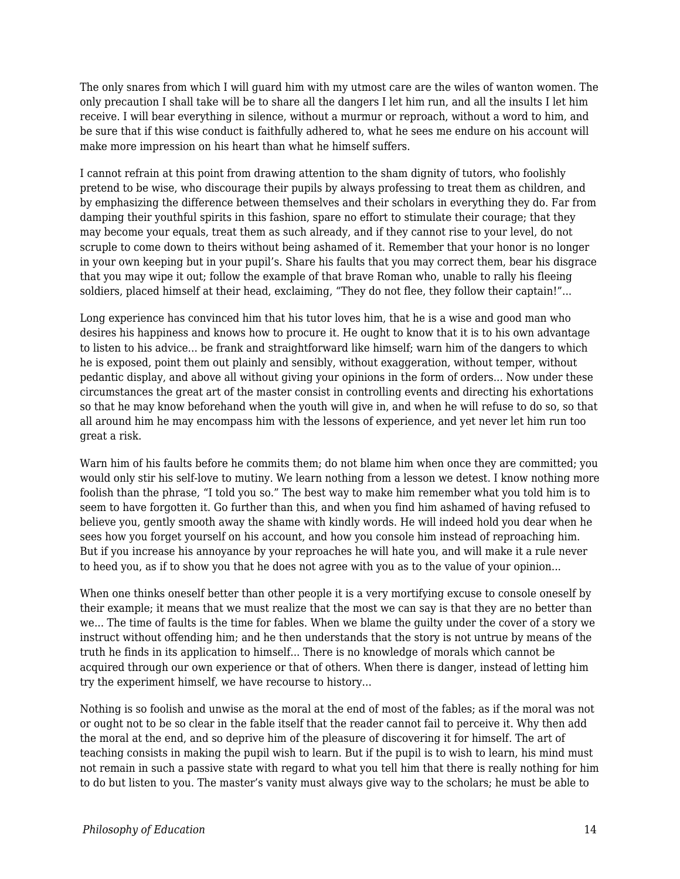The only snares from which I will guard him with my utmost care are the wiles of wanton women. The only precaution I shall take will be to share all the dangers I let him run, and all the insults I let him receive. I will bear everything in silence, without a murmur or reproach, without a word to him, and be sure that if this wise conduct is faithfully adhered to, what he sees me endure on his account will make more impression on his heart than what he himself suffers.

I cannot refrain at this point from drawing attention to the sham dignity of tutors, who foolishly pretend to be wise, who discourage their pupils by always professing to treat them as children, and by emphasizing the difference between themselves and their scholars in everything they do. Far from damping their youthful spirits in this fashion, spare no effort to stimulate their courage; that they may become your equals, treat them as such already, and if they cannot rise to your level, do not scruple to come down to theirs without being ashamed of it. Remember that your honor is no longer in your own keeping but in your pupil's. Share his faults that you may correct them, bear his disgrace that you may wipe it out; follow the example of that brave Roman who, unable to rally his fleeing soldiers, placed himself at their head, exclaiming, "They do not flee, they follow their captain!"...

Long experience has convinced him that his tutor loves him, that he is a wise and good man who desires his happiness and knows how to procure it. He ought to know that it is to his own advantage to listen to his advice... be frank and straightforward like himself; warn him of the dangers to which he is exposed, point them out plainly and sensibly, without exaggeration, without temper, without pedantic display, and above all without giving your opinions in the form of orders... Now under these circumstances the great art of the master consist in controlling events and directing his exhortations so that he may know beforehand when the youth will give in, and when he will refuse to do so, so that all around him he may encompass him with the lessons of experience, and yet never let him run too great a risk.

Warn him of his faults before he commits them; do not blame him when once they are committed; you would only stir his self-love to mutiny. We learn nothing from a lesson we detest. I know nothing more foolish than the phrase, "I told you so." The best way to make him remember what you told him is to seem to have forgotten it. Go further than this, and when you find him ashamed of having refused to believe you, gently smooth away the shame with kindly words. He will indeed hold you dear when he sees how you forget yourself on his account, and how you console him instead of reproaching him. But if you increase his annoyance by your reproaches he will hate you, and will make it a rule never to heed you, as if to show you that he does not agree with you as to the value of your opinion...

When one thinks oneself better than other people it is a very mortifying excuse to console oneself by their example; it means that we must realize that the most we can say is that they are no better than we... The time of faults is the time for fables. When we blame the guilty under the cover of a story we instruct without offending him; and he then understands that the story is not untrue by means of the truth he finds in its application to himself... There is no knowledge of morals which cannot be acquired through our own experience or that of others. When there is danger, instead of letting him try the experiment himself, we have recourse to history...

Nothing is so foolish and unwise as the moral at the end of most of the fables; as if the moral was not or ought not to be so clear in the fable itself that the reader cannot fail to perceive it. Why then add the moral at the end, and so deprive him of the pleasure of discovering it for himself. The art of teaching consists in making the pupil wish to learn. But if the pupil is to wish to learn, his mind must not remain in such a passive state with regard to what you tell him that there is really nothing for him to do but listen to you. The master's vanity must always give way to the scholars; he must be able to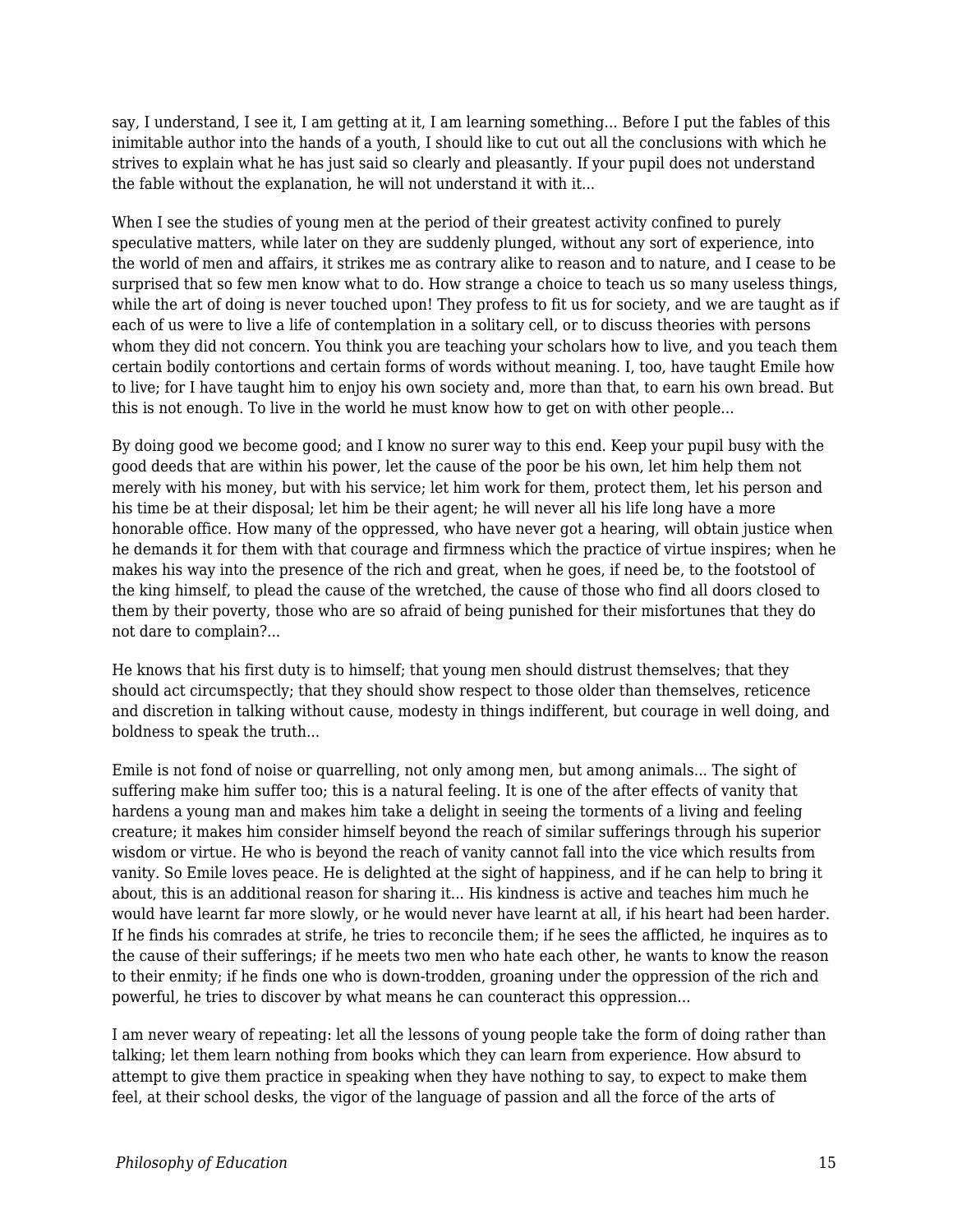say, I understand, I see it, I am getting at it, I am learning something... Before I put the fables of this inimitable author into the hands of a youth, I should like to cut out all the conclusions with which he strives to explain what he has just said so clearly and pleasantly. If your pupil does not understand the fable without the explanation, he will not understand it with it...

When I see the studies of young men at the period of their greatest activity confined to purely speculative matters, while later on they are suddenly plunged, without any sort of experience, into the world of men and affairs, it strikes me as contrary alike to reason and to nature, and I cease to be surprised that so few men know what to do. How strange a choice to teach us so many useless things, while the art of doing is never touched upon! They profess to fit us for society, and we are taught as if each of us were to live a life of contemplation in a solitary cell, or to discuss theories with persons whom they did not concern. You think you are teaching your scholars how to live, and you teach them certain bodily contortions and certain forms of words without meaning. I, too, have taught Emile how to live; for I have taught him to enjoy his own society and, more than that, to earn his own bread. But this is not enough. To live in the world he must know how to get on with other people...

By doing good we become good; and I know no surer way to this end. Keep your pupil busy with the good deeds that are within his power, let the cause of the poor be his own, let him help them not merely with his money, but with his service; let him work for them, protect them, let his person and his time be at their disposal; let him be their agent; he will never all his life long have a more honorable office. How many of the oppressed, who have never got a hearing, will obtain justice when he demands it for them with that courage and firmness which the practice of virtue inspires; when he makes his way into the presence of the rich and great, when he goes, if need be, to the footstool of the king himself, to plead the cause of the wretched, the cause of those who find all doors closed to them by their poverty, those who are so afraid of being punished for their misfortunes that they do not dare to complain?...

He knows that his first duty is to himself; that young men should distrust themselves; that they should act circumspectly; that they should show respect to those older than themselves, reticence and discretion in talking without cause, modesty in things indifferent, but courage in well doing, and boldness to speak the truth...

Emile is not fond of noise or quarrelling, not only among men, but among animals... The sight of suffering make him suffer too; this is a natural feeling. It is one of the after effects of vanity that hardens a young man and makes him take a delight in seeing the torments of a living and feeling creature; it makes him consider himself beyond the reach of similar sufferings through his superior wisdom or virtue. He who is beyond the reach of vanity cannot fall into the vice which results from vanity. So Emile loves peace. He is delighted at the sight of happiness, and if he can help to bring it about, this is an additional reason for sharing it... His kindness is active and teaches him much he would have learnt far more slowly, or he would never have learnt at all, if his heart had been harder. If he finds his comrades at strife, he tries to reconcile them; if he sees the afflicted, he inquires as to the cause of their sufferings; if he meets two men who hate each other, he wants to know the reason to their enmity; if he finds one who is down-trodden, groaning under the oppression of the rich and powerful, he tries to discover by what means he can counteract this oppression...

I am never weary of repeating: let all the lessons of young people take the form of doing rather than talking; let them learn nothing from books which they can learn from experience. How absurd to attempt to give them practice in speaking when they have nothing to say, to expect to make them feel, at their school desks, the vigor of the language of passion and all the force of the arts of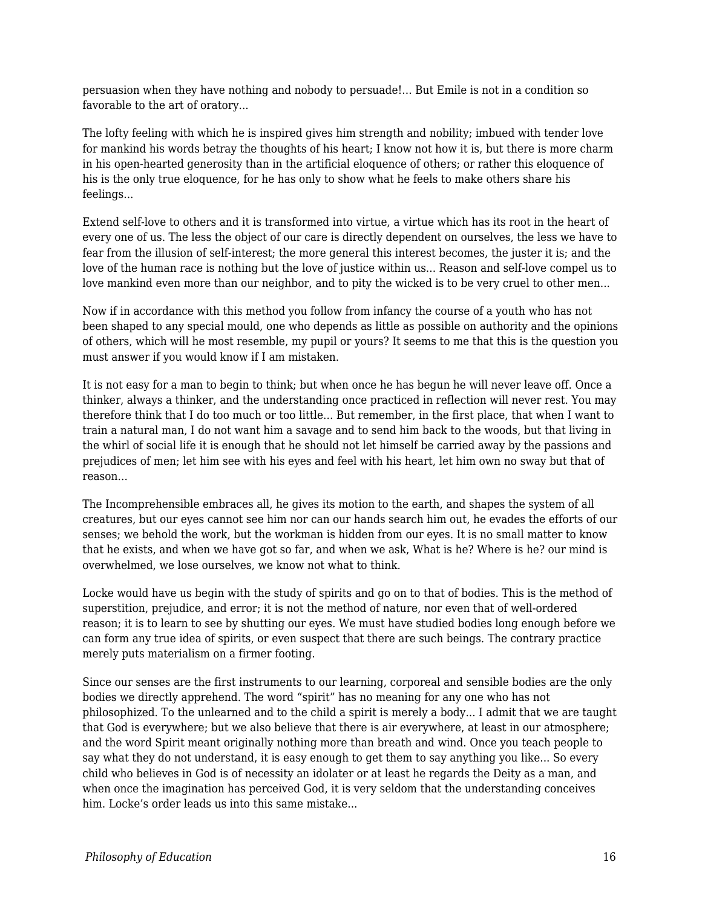persuasion when they have nothing and nobody to persuade!… But Emile is not in a condition so favorable to the art of oratory…

The lofty feeling with which he is inspired gives him strength and nobility; imbued with tender love for mankind his words betray the thoughts of his heart; I know not how it is, but there is more charm in his open-hearted generosity than in the artificial eloquence of others; or rather this eloquence of his is the only true eloquence, for he has only to show what he feels to make others share his feelings…

Extend self-love to others and it is transformed into virtue, a virtue which has its root in the heart of every one of us. The less the object of our care is directly dependent on ourselves, the less we have to fear from the illusion of self-interest; the more general this interest becomes, the juster it is; and the love of the human race is nothing but the love of justice within us… Reason and self-love compel us to love mankind even more than our neighbor, and to pity the wicked is to be very cruel to other men…

Now if in accordance with this method you follow from infancy the course of a youth who has not been shaped to any special mould, one who depends as little as possible on authority and the opinions of others, which will he most resemble, my pupil or yours? It seems to me that this is the question you must answer if you would know if I am mistaken.

It is not easy for a man to begin to think; but when once he has begun he will never leave off. Once a thinker, always a thinker, and the understanding once practiced in reflection will never rest. You may therefore think that I do too much or too little… But remember, in the first place, that when I want to train a natural man, I do not want him a savage and to send him back to the woods, but that living in the whirl of social life it is enough that he should not let himself be carried away by the passions and prejudices of men; let him see with his eyes and feel with his heart, let him own no sway but that of reason…

The Incomprehensible embraces all, he gives its motion to the earth, and shapes the system of all creatures, but our eyes cannot see him nor can our hands search him out, he evades the efforts of our senses; we behold the work, but the workman is hidden from our eyes. It is no small matter to know that he exists, and when we have got so far, and when we ask, What is he? Where is he? our mind is overwhelmed, we lose ourselves, we know not what to think.

Locke would have us begin with the study of spirits and go on to that of bodies. This is the method of superstition, prejudice, and error; it is not the method of nature, nor even that of well-ordered reason; it is to learn to see by shutting our eyes. We must have studied bodies long enough before we can form any true idea of spirits, or even suspect that there are such beings. The contrary practice merely puts materialism on a firmer footing.

Since our senses are the first instruments to our learning, corporeal and sensible bodies are the only bodies we directly apprehend. The word "spirit" has no meaning for any one who has not philosophized. To the unlearned and to the child a spirit is merely a body… I admit that we are taught that God is everywhere; but we also believe that there is air everywhere, at least in our atmosphere; and the word Spirit meant originally nothing more than breath and wind. Once you teach people to say what they do not understand, it is easy enough to get them to say anything you like… So every child who believes in God is of necessity an idolater or at least he regards the Deity as a man, and when once the imagination has perceived God, it is very seldom that the understanding conceives him. Locke's order leads us into this same mistake…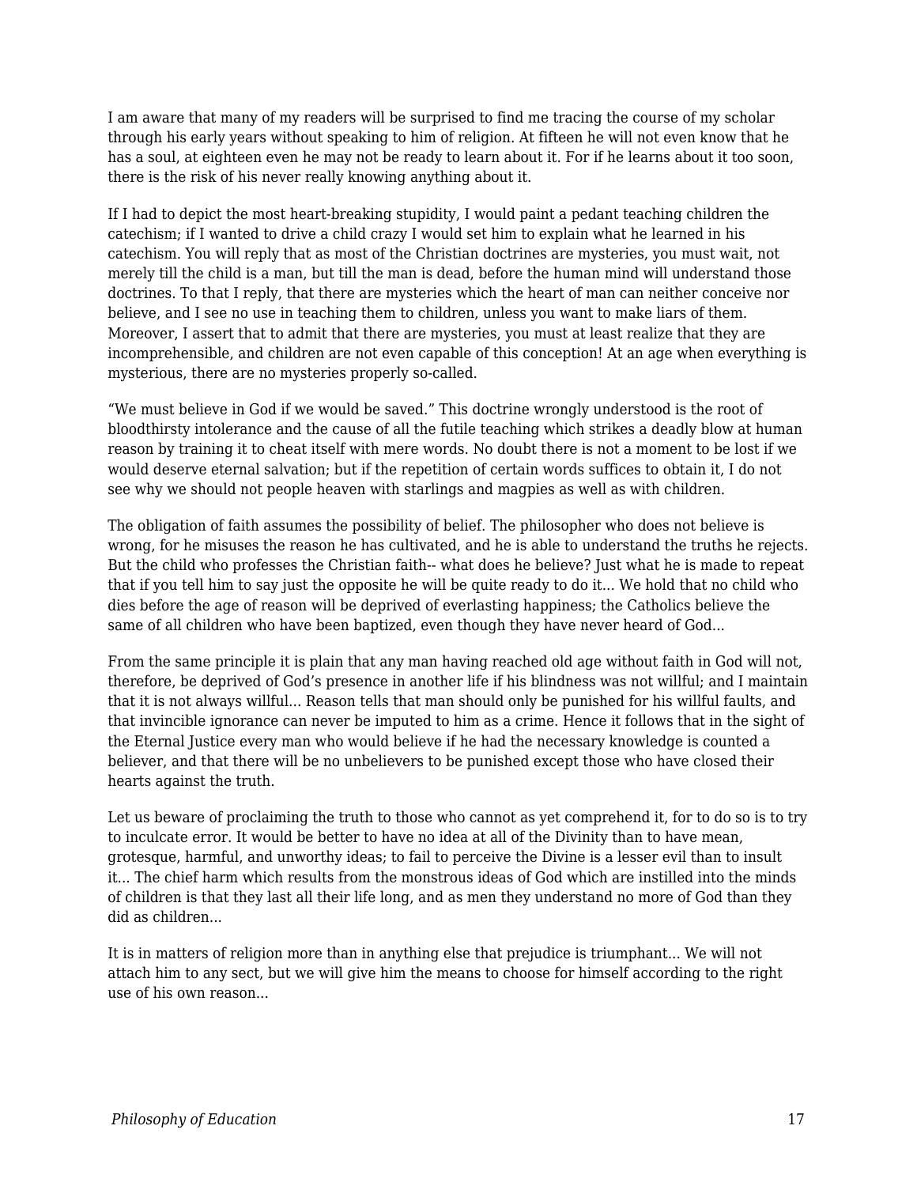I am aware that many of my readers will be surprised to find me tracing the course of my scholar through his early years without speaking to him of religion. At fifteen he will not even know that he has a soul, at eighteen even he may not be ready to learn about it. For if he learns about it too soon, there is the risk of his never really knowing anything about it.

If I had to depict the most heart-breaking stupidity, I would paint a pedant teaching children the catechism; if I wanted to drive a child crazy I would set him to explain what he learned in his catechism. You will reply that as most of the Christian doctrines are mysteries, you must wait, not merely till the child is a man, but till the man is dead, before the human mind will understand those doctrines. To that I reply, that there are mysteries which the heart of man can neither conceive nor believe, and I see no use in teaching them to children, unless you want to make liars of them. Moreover, I assert that to admit that there are mysteries, you must at least realize that they are incomprehensible, and children are not even capable of this conception! At an age when everything is mysterious, there are no mysteries properly so-called.

“We must believe in God if we would be saved.” This doctrine wrongly understood is the root of bloodthirsty intolerance and the cause of all the futile teaching which strikes a deadly blow at human reason by training it to cheat itself with mere words. No doubt there is not a moment to be lost if we would deserve eternal salvation; but if the repetition of certain words suffices to obtain it, I do not see why we should not people heaven with starlings and magpies as well as with children.

The obligation of faith assumes the possibility of belief. The philosopher who does not believe is wrong, for he misuses the reason he has cultivated, and he is able to understand the truths he rejects. But the child who professes the Christian faith-- what does he believe? Just what he is made to repeat that if you tell him to say just the opposite he will be quite ready to do it... We hold that no child who dies before the age of reason will be deprived of everlasting happiness; the Catholics believe the same of all children who have been baptized, even though they have never heard of God...

From the same principle it is plain that any man having reached old age without faith in God will not, therefore, be deprived of God’s presence in another life if his blindness was not willful; and I maintain that it is not always willful... Reason tells that man should only be punished for his willful faults, and that invincible ignorance can never be imputed to him as a crime. Hence it follows that in the sight of the Eternal Justice every man who would believe if he had the necessary knowledge is counted a believer, and that there will be no unbelievers to be punished except those who have closed their hearts against the truth.

Let us beware of proclaiming the truth to those who cannot as yet comprehend it, for to do so is to try to inculcate error. It would be better to have no idea at all of the Divinity than to have mean, grotesque, harmful, and unworthy ideas; to fail to perceive the Divine is a lesser evil than to insult it... The chief harm which results from the monstrous ideas of God which are instilled into the minds of children is that they last all their life long, and as men they understand no more of God than they did as children...

It is in matters of religion more than in anything else that prejudice is triumphant... We will not attach him to any sect, but we will give him the means to choose for himself according to the right use of his own reason...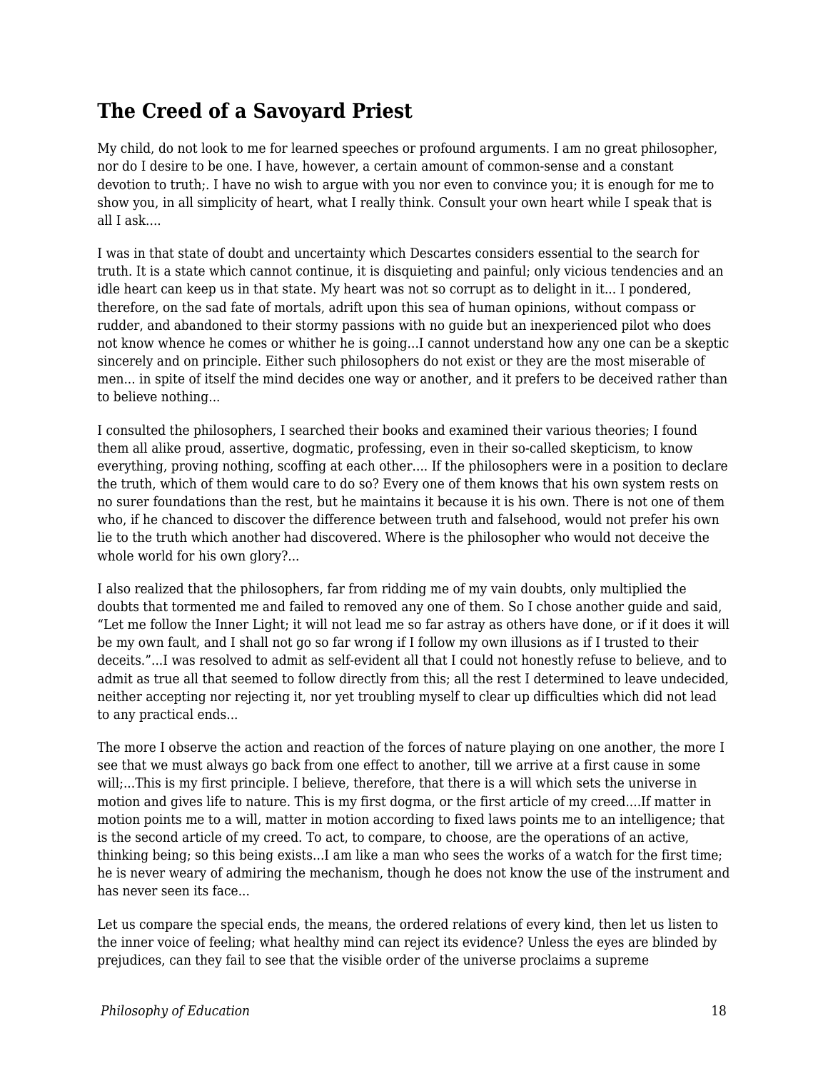## The Creed of a Savoyard Priest

My child, do not look to me for learned speeches or profound arguments. I am no great philosopher, nor do I desire to be one. I have, however, a certain amount of common-sense and a constant devotion to truth;. I have no wish to argue with you nor even to convince you; it is enough for me to show you, in all simplicity of heart, what I really think. Consult your own heart while I speak that is all I ask....

I was in that state of doubt and uncertainty which Descartes considers essential to the search for truth. It is a state which cannot continue, it is disquieting and painful; only vicious tendencies and an idle heart can keep us in that state. My heart was not so corrupt as to delight in it... I pondered, therefore, on the sad fate of mortals, adrift upon this sea of human opinions, without compass or rudder, and abandoned to their stormy passions with no guide but an inexperienced pilot who does not know whence he comes or whither he is going...I cannot understand how any one can be a skeptic sincerely and on principle. Either such philosophers do not exist or they are the most miserable of men... in spite of itself the mind decides one way or another, and it prefers to be deceived rather than to believe nothing...

I consulted the philosophers, I searched their books and examined their various theories; I found them all alike proud, assertive, dogmatic, professing, even in their so-called skepticism, to know everything, proving nothing, scoffing at each other.... If the philosophers were in a position to declare the truth, which of them would care to do so? Every one of them knows that his own system rests on no surer foundations than the rest, but he maintains it because it is his own. There is not one of them who, if he chanced to discover the difference between truth and falsehood, would not prefer his own lie to the truth which another had discovered. Where is the philosopher who would not deceive the whole world for his own glory?...

I also realized that the philosophers, far from ridding me of my vain doubts, only multiplied the doubts that tormented me and failed to removed any one of them. So I chose another guide and said, “Let me follow the Inner Light; it will not lead me so far astray as others have done, or if it does it will be my own fault, and I shall not go so far wrong if I follow my own illusions as if I trusted to their deceits.”...I was resolved to admit as self-evident all that I could not honestly refuse to believe, and to admit as true all that seemed to follow directly from this; all the rest I determined to leave undecided, neither accepting nor rejecting it, nor yet troubling myself to clear up difficulties which did not lead to any practical ends...

The more I observe the action and reaction of the forces of nature playing on one another, the more I see that we must always go back from one effect to another, till we arrive at a first cause in some will;...This is my first principle. I believe, therefore, that there is a will which sets the universe in motion and gives life to nature. This is my first dogma, or the first article of my creed....If matter in motion points me to a will, matter in motion according to fixed laws points me to an intelligence; that is the second article of my creed. To act, to compare, to choose, are the operations of an active, thinking being; so this being exists...I am like a man who sees the works of a watch for the first time; he is never weary of admiring the mechanism, though he does not know the use of the instrument and has never seen its face...

Let us compare the special ends, the means, the ordered relations of every kind, then let us listen to the inner voice of feeling; what healthy mind can reject its evidence? Unless the eyes are blinded by prejudices, can they fail to see that the visible order of the universe proclaims a supreme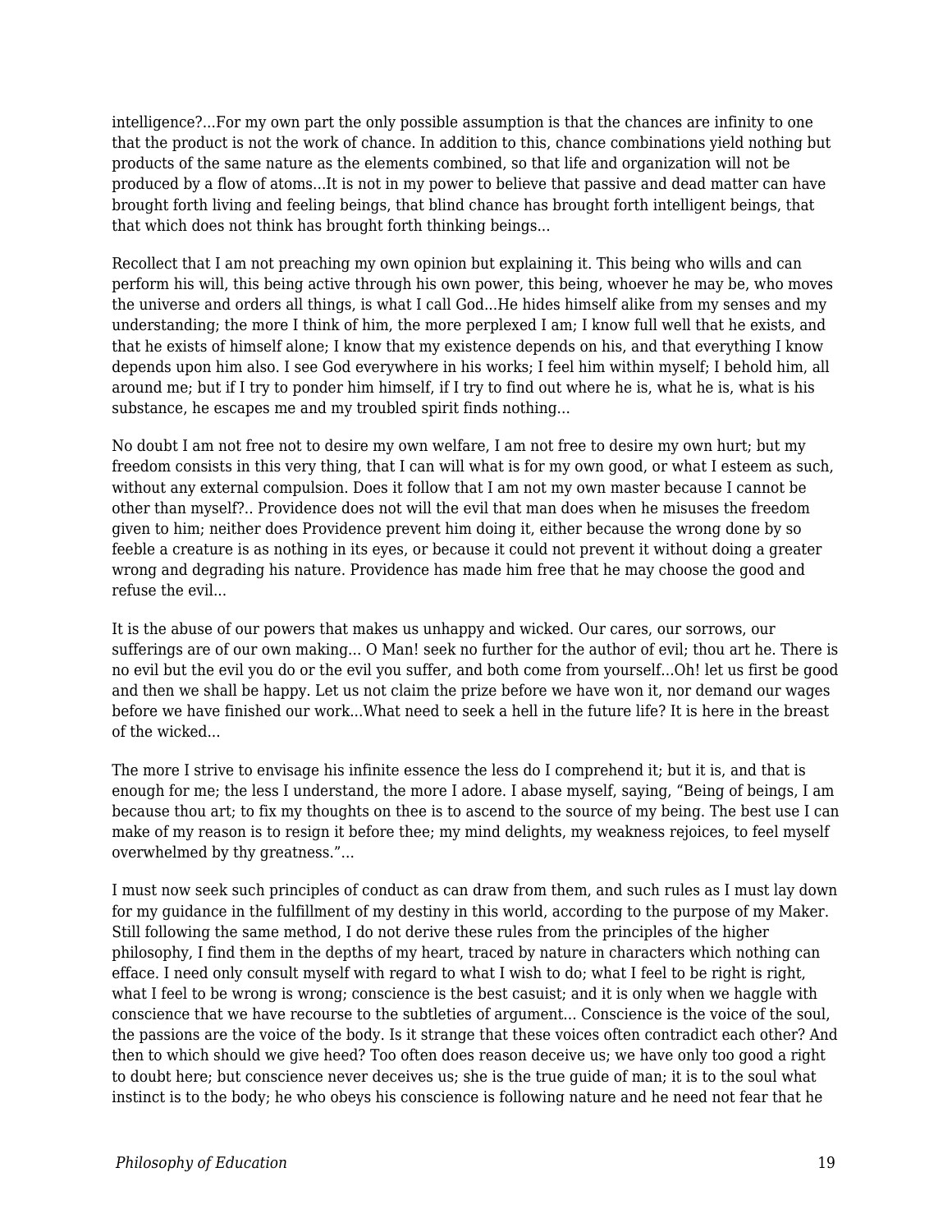intelligence?...For my own part the only possible assumption is that the chances are infinity to one that the product is not the work of chance. In addition to this, chance combinations yield nothing but products of the same nature as the elements combined, so that life and organization will not be produced by a flow of atoms...It is not in my power to believe that passive and dead matter can have brought forth living and feeling beings, that blind chance has brought forth intelligent beings, that that which does not think has brought forth thinking beings...

Recollect that I am not preaching my own opinion but explaining it. This being who wills and can perform his will, this being active through his own power, this being, whoever he may be, who moves the universe and orders all things, is what I call God...He hides himself alike from my senses and my understanding; the more I think of him, the more perplexed I am; I know full well that he exists, and that he exists of himself alone; I know that my existence depends on his, and that everything I know depends upon him also. I see God everywhere in his works; I feel him within myself; I behold him, all around me; but if I try to ponder him himself, if I try to find out where he is, what he is, what is his substance, he escapes me and my troubled spirit finds nothing...

No doubt I am not free not to desire my own welfare, I am not free to desire my own hurt; but my freedom consists in this very thing, that I can will what is for my own good, or what I esteem as such, without any external compulsion. Does it follow that I am not my own master because I cannot be other than myself?.. Providence does not will the evil that man does when he misuses the freedom given to him; neither does Providence prevent him doing it, either because the wrong done by so feeble a creature is as nothing in its eyes, or because it could not prevent it without doing a greater wrong and degrading his nature. Providence has made him free that he may choose the good and refuse the evil...

It is the abuse of our powers that makes us unhappy and wicked. Our cares, our sorrows, our sufferings are of our own making... O Man! seek no further for the author of evil; thou art he. There is no evil but the evil you do or the evil you suffer, and both come from yourself...Oh! let us first be good and then we shall be happy. Let us not claim the prize before we have won it, nor demand our wages before we have finished our work...What need to seek a hell in the future life? It is here in the breast of the wicked...

The more I strive to envisage his infinite essence the less do I comprehend it; but it is, and that is enough for me; the less I understand, the more I adore. I abase myself, saying, "Being of beings, I am because thou art; to fix my thoughts on thee is to ascend to the source of my being. The best use I can make of my reason is to resign it before thee; my mind delights, my weakness rejoices, to feel myself overwhelmed by thy greatness."...

I must now seek such principles of conduct as can draw from them, and such rules as I must lay down for my guidance in the fulfillment of my destiny in this world, according to the purpose of my Maker. Still following the same method, I do not derive these rules from the principles of the higher philosophy, I find them in the depths of my heart, traced by nature in characters which nothing can efface. I need only consult myself with regard to what I wish to do; what I feel to be right is right, what I feel to be wrong is wrong; conscience is the best casuist; and it is only when we haggle with conscience that we have recourse to the subtleties of argument... Conscience is the voice of the soul, the passions are the voice of the body. Is it strange that these voices often contradict each other? And then to which should we give heed? Too often does reason deceive us; we have only too good a right to doubt here; but conscience never deceives us; she is the true guide of man; it is to the soul what instinct is to the body; he who obeys his conscience is following nature and he need not fear that he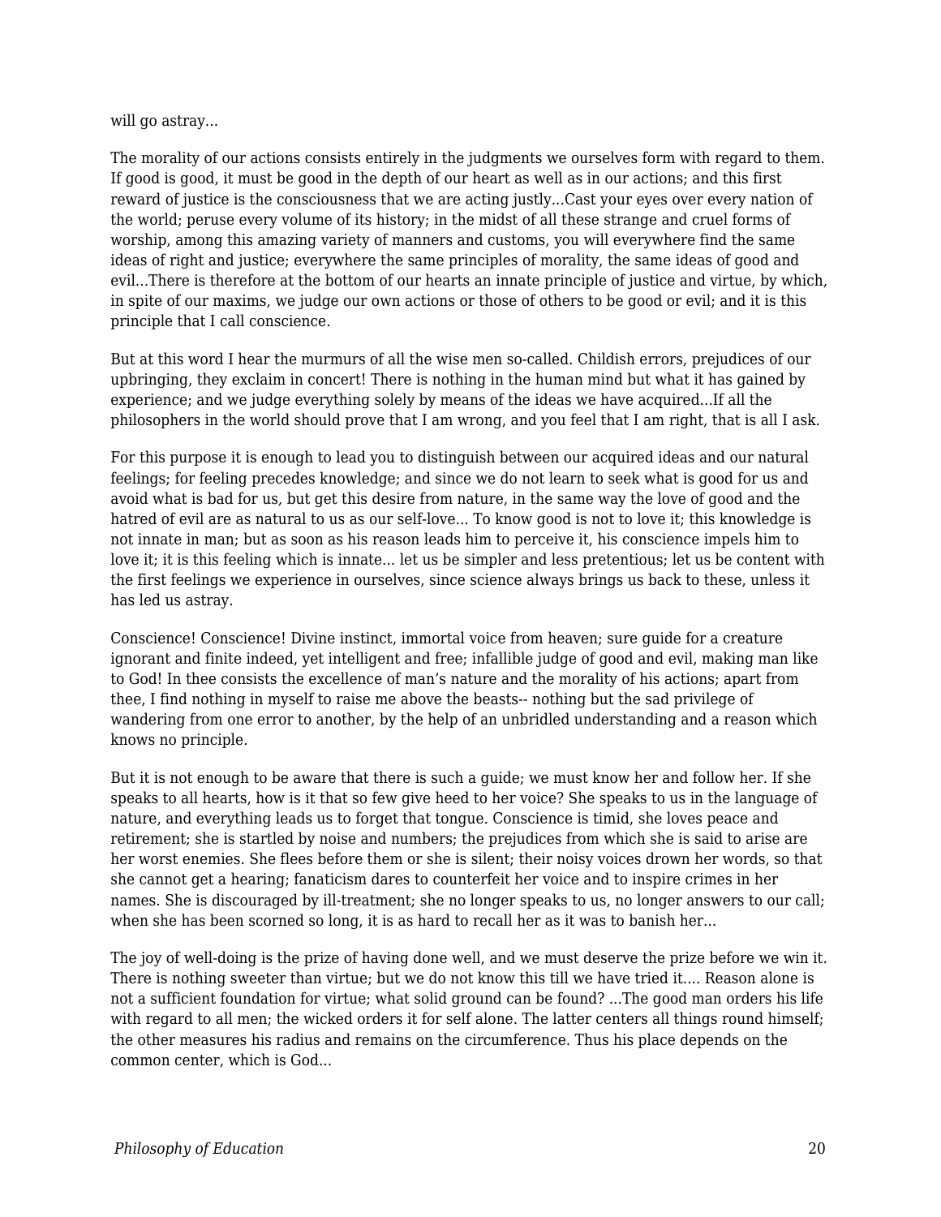will go astray...

The morality of our actions consists entirely in the judgments we ourselves form with regard to them. If good is good, it must be good in the depth of our heart as well as in our actions; and this first reward of justice is the consciousness that we are acting justly...Cast your eyes over every nation of the world; peruse every volume of its history; in the midst of all these strange and cruel forms of worship, among this amazing variety of manners and customs, you will everywhere find the same ideas of right and justice; everywhere the same principles of morality, the same ideas of good and evil...There is therefore at the bottom of our hearts an innate principle of justice and virtue, by which, in spite of our maxims, we judge our own actions or those of others to be good or evil; and it is this principle that I call conscience.

But at this word I hear the murmurs of all the wise men so-called. Childish errors, prejudices of our upbringing, they exclaim in concert! There is nothing in the human mind but what it has gained by experience; and we judge everything solely by means of the ideas we have acquired...If all the philosophers in the world should prove that I am wrong, and you feel that I am right, that is all I ask.

For this purpose it is enough to lead you to distinguish between our acquired ideas and our natural feelings; for feeling precedes knowledge; and since we do not learn to seek what is good for us and avoid what is bad for us, but get this desire from nature, in the same way the love of good and the hatred of evil are as natural to us as our self-love... To know good is not to love it; this knowledge is not innate in man; but as soon as his reason leads him to perceive it, his conscience impels him to love it; it is this feeling which is innate... let us be simpler and less pretentious; let us be content with the first feelings we experience in ourselves, since science always brings us back to these, unless it has led us astray.

Conscience! Conscience! Divine instinct, immortal voice from heaven; sure guide for a creature ignorant and finite indeed, yet intelligent and free; infallible judge of good and evil, making man like to God! In thee consists the excellence of man's nature and the morality of his actions; apart from thee, I find nothing in myself to raise me above the beasts-- nothing but the sad privilege of wandering from one error to another, by the help of an unbridled understanding and a reason which knows no principle.

But it is not enough to be aware that there is such a guide; we must know her and follow her. If she speaks to all hearts, how is it that so few give heed to her voice? She speaks to us in the language of nature, and everything leads us to forget that tongue. Conscience is timid, she loves peace and retirement; she is startled by noise and numbers; the prejudices from which she is said to arise are her worst enemies. She flees before them or she is silent; their noisy voices drown her words, so that she cannot get a hearing; fanaticism dares to counterfeit her voice and to inspire crimes in her names. She is discouraged by ill-treatment; she no longer speaks to us, no longer answers to our call; when she has been scorned so long, it is as hard to recall her as it was to banish her...

The joy of well-doing is the prize of having done well, and we must deserve the prize before we win it. There is nothing sweeter than virtue; but we do not know this till we have tried it.... Reason alone is not a sufficient foundation for virtue; what solid ground can be found? ...The good man orders his life with regard to all men; the wicked orders it for self alone. The latter centers all things round himself; the other measures his radius and remains on the circumference. Thus his place depends on the common center, which is God...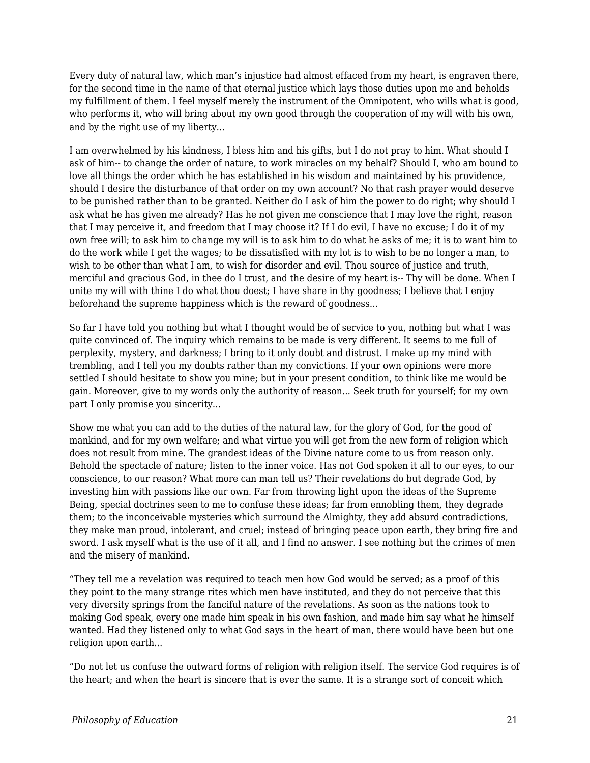Every duty of natural law, which man's injustice had almost effaced from my heart, is engraven there, for the second time in the name of that eternal justice which lays those duties upon me and beholds my fulfillment of them. I feel myself merely the instrument of the Omnipotent, who wills what is good, who performs it, who will bring about my own good through the cooperation of my will with his own, and by the right use of my liberty...

I am overwhelmed by his kindness, I bless him and his gifts, but I do not pray to him. What should I ask of him-- to change the order of nature, to work miracles on my behalf? Should I, who am bound to love all things the order which he has established in his wisdom and maintained by his providence, should I desire the disturbance of that order on my own account? No that rash prayer would deserve to be punished rather than to be granted. Neither do I ask of him the power to do right; why should I ask what he has given me already? Has he not given me conscience that I may love the right, reason that I may perceive it, and freedom that I may choose it? If I do evil, I have no excuse; I do it of my own free will; to ask him to change my will is to ask him to do what he asks of me; it is to want him to do the work while I get the wages; to be dissatisfied with my lot is to wish to be no longer a man, to wish to be other than what I am, to wish for disorder and evil. Thou source of justice and truth, merciful and gracious God, in thee do I trust, and the desire of my heart is-- Thy will be done. When I unite my will with thine I do what thou doest; I have share in thy goodness; I believe that I enjoy beforehand the supreme happiness which is the reward of goodness...

So far I have told you nothing but what I thought would be of service to you, nothing but what I was quite convinced of. The inquiry which remains to be made is very different. It seems to me full of perplexity, mystery, and darkness; I bring to it only doubt and distrust. I make up my mind with trembling, and I tell you my doubts rather than my convictions. If your own opinions were more settled I should hesitate to show you mine; but in your present condition, to think like me would be gain. Moreover, give to my words only the authority of reason... Seek truth for yourself; for my own part I only promise you sincerity...

Show me what you can add to the duties of the natural law, for the glory of God, for the good of mankind, and for my own welfare; and what virtue you will get from the new form of religion which does not result from mine. The grandest ideas of the Divine nature come to us from reason only. Behold the spectacle of nature; listen to the inner voice. Has not God spoken it all to our eyes, to our conscience, to our reason? What more can man tell us? Their revelations do but degrade God, by investing him with passions like our own. Far from throwing light upon the ideas of the Supreme Being, special doctrines seen to me to confuse these ideas; far from ennobling them, they degrade them; to the inconceivable mysteries which surround the Almighty, they add absurd contradictions, they make man proud, intolerant, and cruel; instead of bringing peace upon earth, they bring fire and sword. I ask myself what is the use of it all, and I find no answer. I see nothing but the crimes of men and the misery of mankind.

"They tell me a revelation was required to teach men how God would be served; as a proof of this they point to the many strange rites which men have instituted, and they do not perceive that this very diversity springs from the fanciful nature of the revelations. As soon as the nations took to making God speak, every one made him speak in his own fashion, and made him say what he himself wanted. Had they listened only to what God says in the heart of man, there would have been but one religion upon earth...

"Do not let us confuse the outward forms of religion with religion itself. The service God requires is of the heart; and when the heart is sincere that is ever the same. It is a strange sort of conceit which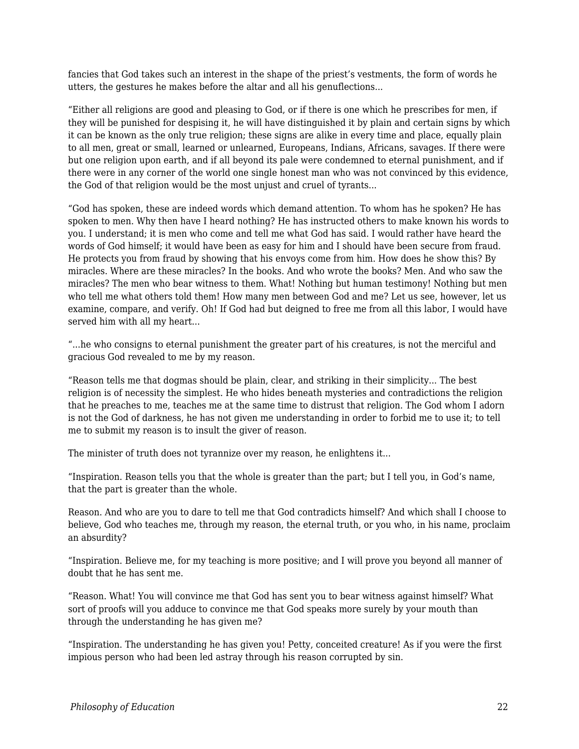fancies that God takes such an interest in the shape of the priest's vestments, the form of words he utters, the gestures he makes before the altar and all his genuflections...

"Either all religions are good and pleasing to God, or if there is one which he prescribes for men, if they will be punished for despising it, he will have distinguished it by plain and certain signs by which it can be known as the only true religion; these signs are alike in every time and place, equally plain to all men, great or small, learned or unlearned, Europeans, Indians, Africans, savages. If there were but one religion upon earth, and if all beyond its pale were condemned to eternal punishment, and if there were in any corner of the world one single honest man who was not convinced by this evidence, the God of that religion would be the most unjust and cruel of tyrants...

"God has spoken, these are indeed words which demand attention. To whom has he spoken? He has spoken to men. Why then have I heard nothing? He has instructed others to make known his words to you. I understand; it is men who come and tell me what God has said. I would rather have heard the words of God himself; it would have been as easy for him and I should have been secure from fraud. He protects you from fraud by showing that his envoys come from him. How does he show this? By miracles. Where are these miracles? In the books. And who wrote the books? Men. And who saw the miracles? The men who bear witness to them. What! Nothing but human testimony! Nothing but men who tell me what others told them! How many men between God and me? Let us see, however, let us examine, compare, and verify. Oh! If God had but deigned to free me from all this labor, I would have served him with all my heart...

"...he who consigns to eternal punishment the greater part of his creatures, is not the merciful and gracious God revealed to me by my reason.

"Reason tells me that dogmas should be plain, clear, and striking in their simplicity... The best religion is of necessity the simplest. He who hides beneath mysteries and contradictions the religion that he preaches to me, teaches me at the same time to distrust that religion. The God whom I adorn is not the God of darkness, he has not given me understanding in order to forbid me to use it; to tell me to submit my reason is to insult the giver of reason.

The minister of truth does not tyrannize over my reason, he enlightens it...

"Inspiration. Reason tells you that the whole is greater than the part; but I tell you, in God's name, that the part is greater than the whole.

Reason. And who are you to dare to tell me that God contradicts himself? And which shall I choose to believe, God who teaches me, through my reason, the eternal truth, or you who, in his name, proclaim an absurdity?

"Inspiration. Believe me, for my teaching is more positive; and I will prove you beyond all manner of doubt that he has sent me.

"Reason. What! You will convince me that God has sent you to bear witness against himself? What sort of proofs will you adduce to convince me that God speaks more surely by your mouth than through the understanding he has given me?

"Inspiration. The understanding he has given you! Petty, conceited creature! As if you were the first impious person who had been led astray through his reason corrupted by sin.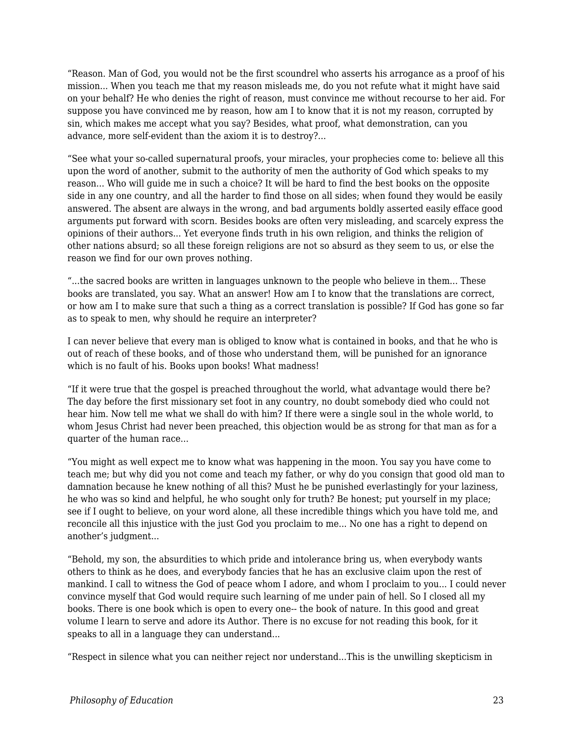“Reason. Man of God, you would not be the first scoundrel who asserts his arrogance as a proof of his mission... When you teach me that my reason misleads me, do you not refute what it might have said on your behalf? He who denies the right of reason, must convince me without recourse to her aid. For suppose you have convinced me by reason, how am I to know that it is not my reason, corrupted by sin, which makes me accept what you say? Besides, what proof, what demonstration, can you advance, more self-evident than the axiom it is to destroy?...

“See what your so-called supernatural proofs, your miracles, your prophecies come to: believe all this upon the word of another, submit to the authority of men the authority of God which speaks to my reason... Who will guide me in such a choice? It will be hard to find the best books on the opposite side in any one country, and all the harder to find those on all sides; when found they would be easily answered. The absent are always in the wrong, and bad arguments boldly asserted easily efface good arguments put forward with scorn. Besides books are often very misleading, and scarcely express the opinions of their authors... Yet everyone finds truth in his own religion, and thinks the religion of other nations absurd; so all these foreign religions are not so absurd as they seem to us, or else the reason we find for our own proves nothing.

“...the sacred books are written in languages unknown to the people who believe in them... These books are translated, you say. What an answer! How am I to know that the translations are correct, or how am I to make sure that such a thing as a correct translation is possible? If God has gone so far as to speak to men, why should he require an interpreter?

I can never believe that every man is obliged to know what is contained in books, and that he who is out of reach of these books, and of those who understand them, will be punished for an ignorance which is no fault of his. Books upon books! What madness!

“If it were true that the gospel is preached throughout the world, what advantage would there be? The day before the first missionary set foot in any country, no doubt somebody died who could not hear him. Now tell me what we shall do with him? If there were a single soul in the whole world, to whom Jesus Christ had never been preached, this objection would be as strong for that man as for a quarter of the human race...

“You might as well expect me to know what was happening in the moon. You say you have come to teach me; but why did you not come and teach my father, or why do you consign that good old man to damnation because he knew nothing of all this? Must he be punished everlastingly for your laziness, he who was so kind and helpful, he who sought only for truth? Be honest; put yourself in my place; see if I ought to believe, on your word alone, all these incredible things which you have told me, and reconcile all this injustice with the just God you proclaim to me... No one has a right to depend on another’s judgment...

“Behold, my son, the absurdities to which pride and intolerance bring us, when everybody wants others to think as he does, and everybody fancies that he has an exclusive claim upon the rest of mankind. I call to witness the God of peace whom I adore, and whom I proclaim to you... I could never convince myself that God would require such learning of me under pain of hell. So I closed all my books. There is one book which is open to every one-- the book of nature. In this good and great volume I learn to serve and adore its Author. There is no excuse for not reading this book, for it speaks to all in a language they can understand...

“Respect in silence what you can neither reject nor understand...This is the unwilling skepticism in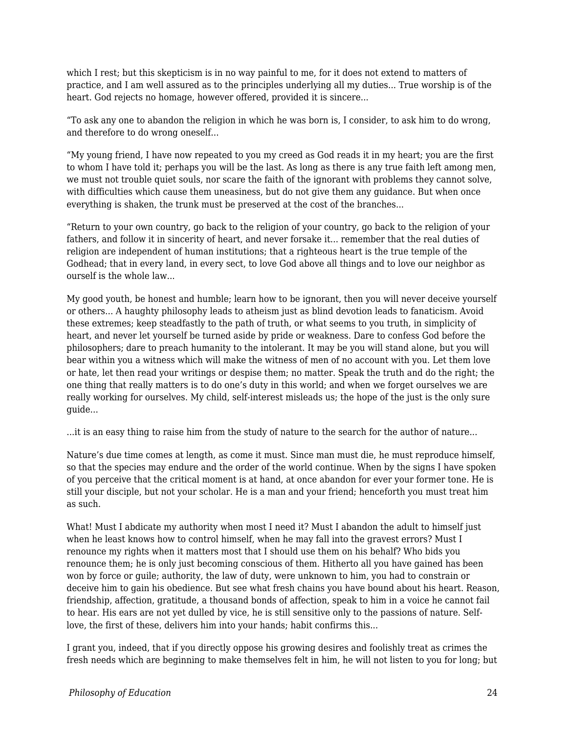which I rest; but this skepticism is in no way painful to me, for it does not extend to matters of practice, and I am well assured as to the principles underlying all my duties... True worship is of the heart. God rejects no homage, however offered, provided it is sincere...

“To ask any one to abandon the religion in which he was born is, I consider, to ask him to do wrong, and therefore to do wrong oneself...

“My young friend, I have now repeated to you my creed as God reads it in my heart; you are the first to whom I have told it; perhaps you will be the last. As long as there is any true faith left among men, we must not trouble quiet souls, nor scare the faith of the ignorant with problems they cannot solve, with difficulties which cause them uneasiness, but do not give them any guidance. But when once everything is shaken, the trunk must be preserved at the cost of the branches...

“Return to your own country, go back to the religion of your country, go back to the religion of your fathers, and follow it in sincerity of heart, and never forsake it... remember that the real duties of religion are independent of human institutions; that a righteous heart is the true temple of the Godhead; that in every land, in every sect, to love God above all things and to love our neighbor as ourself is the whole law...

My good youth, be honest and humble; learn how to be ignorant, then you will never deceive yourself or others... A haughty philosophy leads to atheism just as blind devotion leads to fanaticism. Avoid these extremes; keep steadfastly to the path of truth, or what seems to you truth, in simplicity of heart, and never let yourself be turned aside by pride or weakness. Dare to confess God before the philosophers; dare to preach humanity to the intolerant. It may be you will stand alone, but you will bear within you a witness which will make the witness of men of no account with you. Let them love or hate, let then read your writings or despise them; no matter. Speak the truth and do the right; the one thing that really matters is to do one’s duty in this world; and when we forget ourselves we are really working for ourselves. My child, self-interest misleads us; the hope of the just is the only sure guide...

...it is an easy thing to raise him from the study of nature to the search for the author of nature...

Nature’s due time comes at length, as come it must. Since man must die, he must reproduce himself, so that the species may endure and the order of the world continue. When by the signs I have spoken of you perceive that the critical moment is at hand, at once abandon for ever your former tone. He is still your disciple, but not your scholar. He is a man and your friend; henceforth you must treat him as such.

What! Must I abdicate my authority when most I need it? Must I abandon the adult to himself just when he least knows how to control himself, when he may fall into the gravest errors? Must I renounce my rights when it matters most that I should use them on his behalf? Who bids you renounce them; he is only just becoming conscious of them. Hitherto all you have gained has been won by force or guile; authority, the law of duty, were unknown to him, you had to constrain or deceive him to gain his obedience. But see what fresh chains you have bound about his heart. Reason, friendship, affection, gratitude, a thousand bonds of affection, speak to him in a voice he cannot fail to hear. His ears are not yet dulled by vice, he is still sensitive only to the passions of nature. Self-love, the first of these, delivers him into your hands; habit confirms this...

I grant you, indeed, that if you directly oppose his growing desires and foolishly treat as crimes the fresh needs which are beginning to make themselves felt in him, he will not listen to you for long; but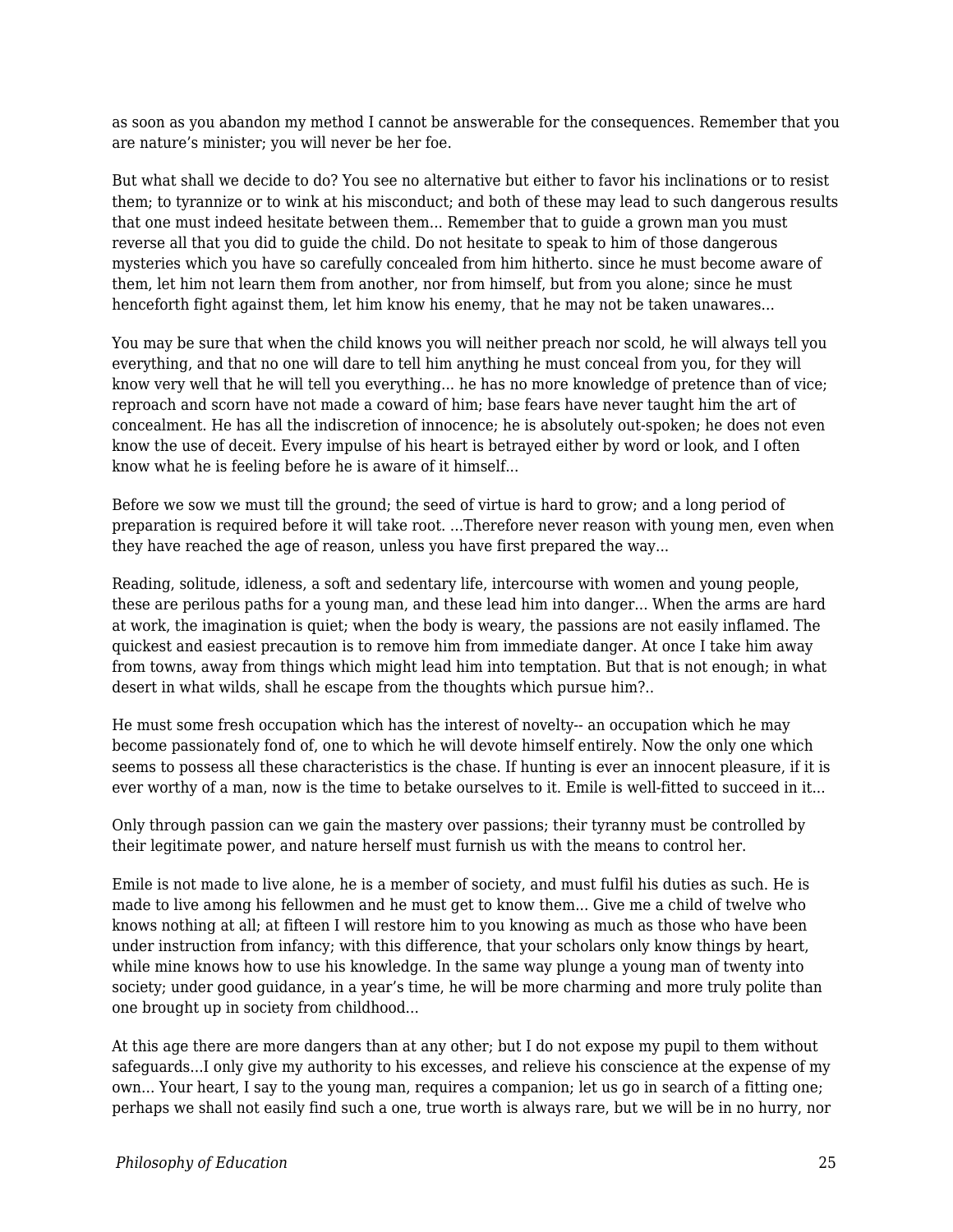as soon as you abandon my method I cannot be answerable for the consequences. Remember that you are nature's minister; you will never be her foe.

But what shall we decide to do? You see no alternative but either to favor his inclinations or to resist them; to tyrannize or to wink at his misconduct; and both of these may lead to such dangerous results that one must indeed hesitate between them... Remember that to guide a grown man you must reverse all that you did to guide the child. Do not hesitate to speak to him of those dangerous mysteries which you have so carefully concealed from him hitherto. since he must become aware of them, let him not learn them from another, nor from himself, but from you alone; since he must henceforth fight against them, let him know his enemy, that he may not be taken unawares...

You may be sure that when the child knows you will neither preach nor scold, he will always tell you everything, and that no one will dare to tell him anything he must conceal from you, for they will know very well that he will tell you everything... he has no more knowledge of pretence than of vice; reproach and scorn have not made a coward of him; base fears have never taught him the art of concealment. He has all the indiscretion of innocence; he is absolutely out-spoken; he does not even know the use of deceit. Every impulse of his heart is betrayed either by word or look, and I often know what he is feeling before he is aware of it himself...

Before we sow we must till the ground; the seed of virtue is hard to grow; and a long period of preparation is required before it will take root. ...Therefore never reason with young men, even when they have reached the age of reason, unless you have first prepared the way...

Reading, solitude, idleness, a soft and sedentary life, intercourse with women and young people, these are perilous paths for a young man, and these lead him into danger... When the arms are hard at work, the imagination is quiet; when the body is weary, the passions are not easily inflamed. The quickest and easiest precaution is to remove him from immediate danger. At once I take him away from towns, away from things which might lead him into temptation. But that is not enough; in what desert in what wilds, shall he escape from the thoughts which pursue him?..

He must some fresh occupation which has the interest of novelty-- an occupation which he may become passionately fond of, one to which he will devote himself entirely. Now the only one which seems to possess all these characteristics is the chase. If hunting is ever an innocent pleasure, if it is ever worthy of a man, now is the time to betake ourselves to it. Emile is well-fitted to succeed in it...

Only through passion can we gain the mastery over passions; their tyranny must be controlled by their legitimate power, and nature herself must furnish us with the means to control her.

Emile is not made to live alone, he is a member of society, and must fulfil his duties as such. He is made to live among his fellowmen and he must get to know them... Give me a child of twelve who knows nothing at all; at fifteen I will restore him to you knowing as much as those who have been under instruction from infancy; with this difference, that your scholars only know things by heart, while mine knows how to use his knowledge. In the same way plunge a young man of twenty into society; under good guidance, in a year's time, he will be more charming and more truly polite than one brought up in society from childhood...

At this age there are more dangers than at any other; but I do not expose my pupil to them without safeguards...I only give my authority to his excesses, and relieve his conscience at the expense of my own... Your heart, I say to the young man, requires a companion; let us go in search of a fitting one; perhaps we shall not easily find such a one, true worth is always rare, but we will be in no hurry, nor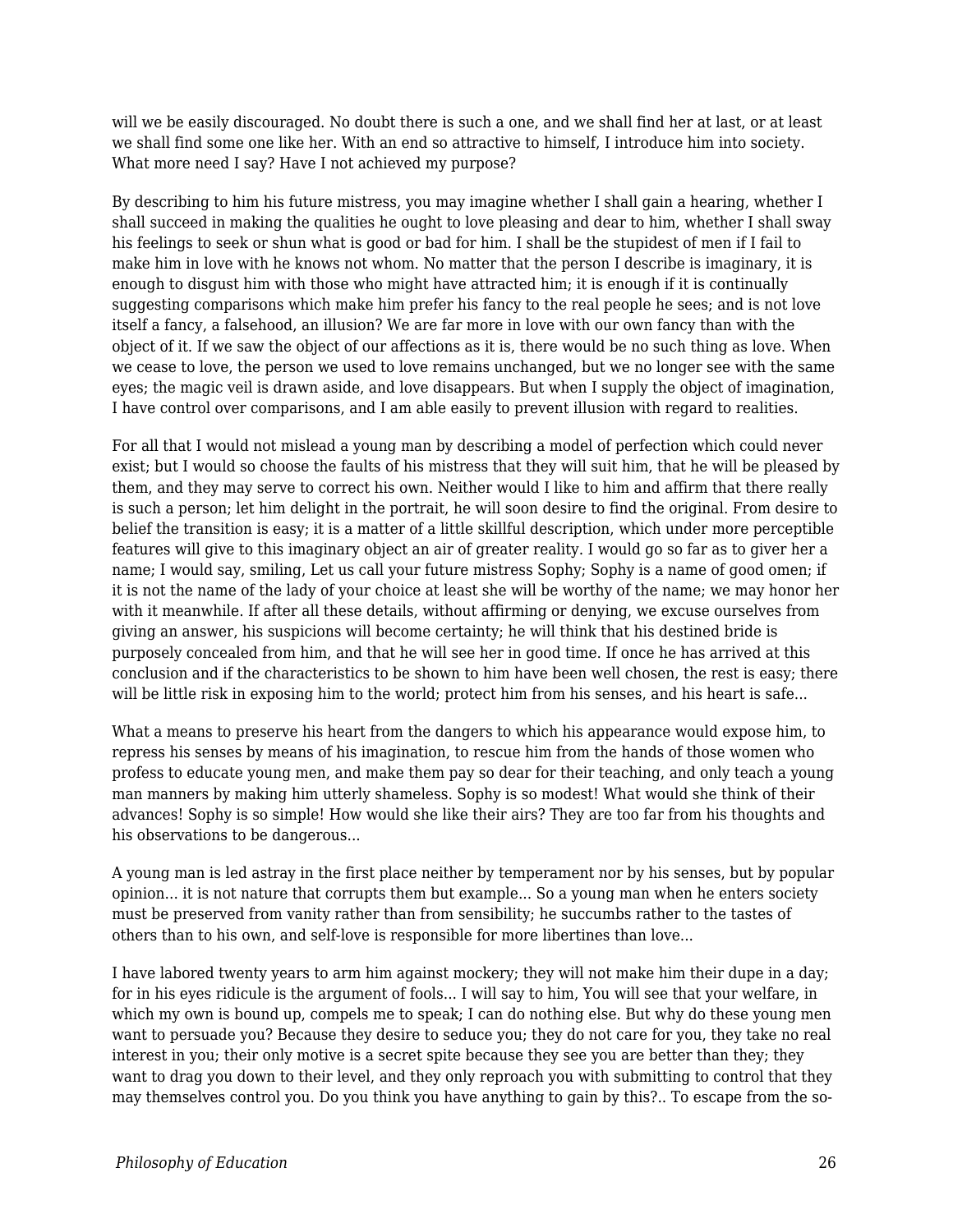will we be easily discouraged. No doubt there is such a one, and we shall find her at last, or at least we shall find some one like her. With an end so attractive to himself, I introduce him into society. What more need I say? Have I not achieved my purpose?

By describing to him his future mistress, you may imagine whether I shall gain a hearing, whether I shall succeed in making the qualities he ought to love pleasing and dear to him, whether I shall sway his feelings to seek or shun what is good or bad for him. I shall be the stupidest of men if I fail to make him in love with he knows not whom. No matter that the person I describe is imaginary, it is enough to disgust him with those who might have attracted him; it is enough if it is continually suggesting comparisons which make him prefer his fancy to the real people he sees; and is not love itself a fancy, a falsehood, an illusion? We are far more in love with our own fancy than with the object of it. If we saw the object of our affections as it is, there would be no such thing as love. When we cease to love, the person we used to love remains unchanged, but we no longer see with the same eyes; the magic veil is drawn aside, and love disappears. But when I supply the object of imagination, I have control over comparisons, and I am able easily to prevent illusion with regard to realities.

For all that I would not mislead a young man by describing a model of perfection which could never exist; but I would so choose the faults of his mistress that they will suit him, that he will be pleased by them, and they may serve to correct his own. Neither would I like to him and affirm that there really is such a person; let him delight in the portrait, he will soon desire to find the original. From desire to belief the transition is easy; it is a matter of a little skillful description, which under more perceptible features will give to this imaginary object an air of greater reality. I would go so far as to giver her a name; I would say, smiling, Let us call your future mistress Sophy; Sophy is a name of good omen; if it is not the name of the lady of your choice at least she will be worthy of the name; we may honor her with it meanwhile. If after all these details, without affirming or denying, we excuse ourselves from giving an answer, his suspicions will become certainty; he will think that his destined bride is purposely concealed from him, and that he will see her in good time. If once he has arrived at this conclusion and if the characteristics to be shown to him have been well chosen, the rest is easy; there will be little risk in exposing him to the world; protect him from his senses, and his heart is safe...

What a means to preserve his heart from the dangers to which his appearance would expose him, to repress his senses by means of his imagination, to rescue him from the hands of those women who profess to educate young men, and make them pay so dear for their teaching, and only teach a young man manners by making him utterly shameless. Sophy is so modest! What would she think of their advances! Sophy is so simple! How would she like their airs? They are too far from his thoughts and his observations to be dangerous...

A young man is led astray in the first place neither by temperament nor by his senses, but by popular opinion... it is not nature that corrupts them but example... So a young man when he enters society must be preserved from vanity rather than from sensibility; he succumbs rather to the tastes of others than to his own, and self-love is responsible for more libertines than love...

I have labored twenty years to arm him against mockery; they will not make him their dupe in a day; for in his eyes ridicule is the argument of fools... I will say to him, You will see that your welfare, in which my own is bound up, compels me to speak; I can do nothing else. But why do these young men want to persuade you? Because they desire to seduce you; they do not care for you, they take no real interest in you; their only motive is a secret spite because they see you are better than they; they want to drag you down to their level, and they only reproach you with submitting to control that they may themselves control you. Do you think you have anything to gain by this?.. To escape from the so-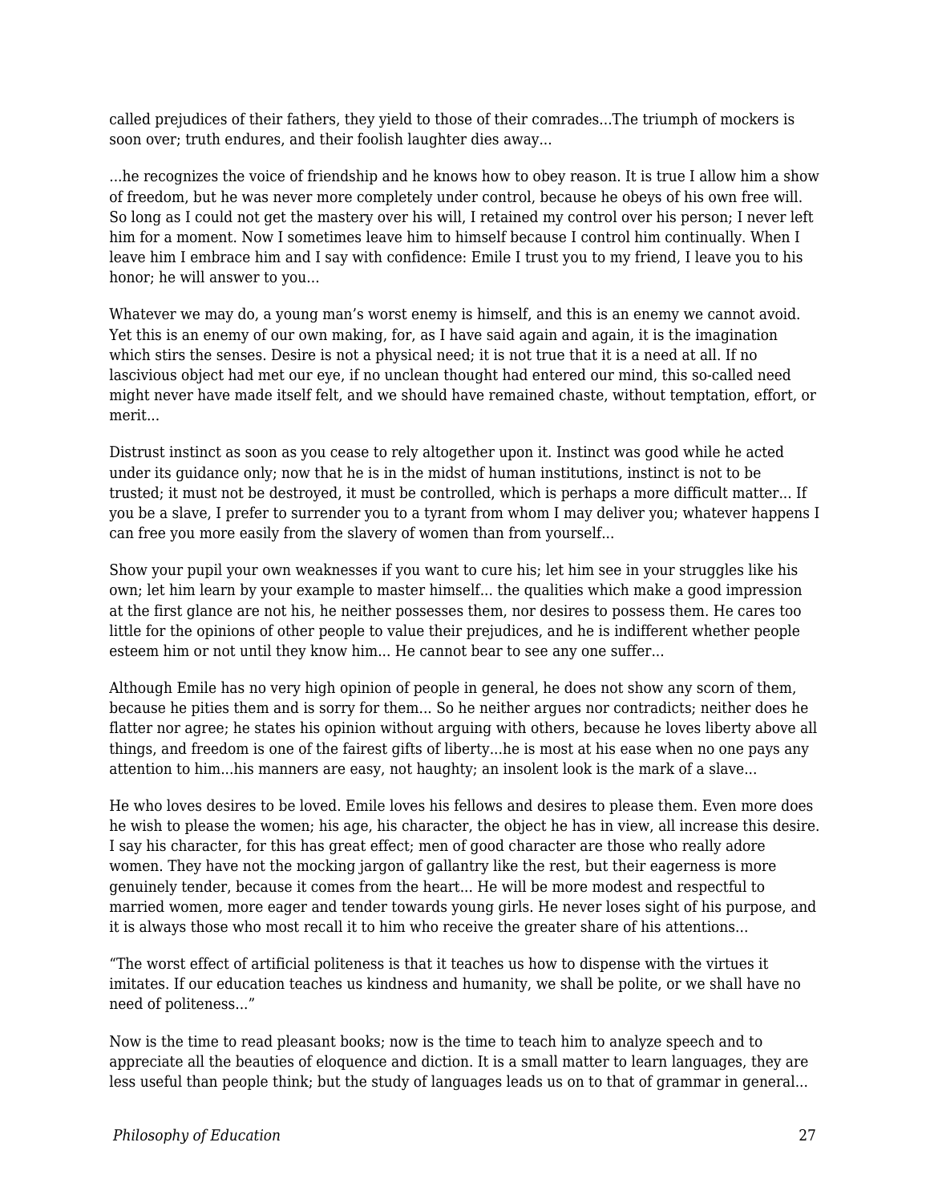called prejudices of their fathers, they yield to those of their comrades…The triumph of mockers is soon over; truth endures, and their foolish laughter dies away…

…he recognizes the voice of friendship and he knows how to obey reason. It is true I allow him a show of freedom, but he was never more completely under control, because he obeys of his own free will. So long as I could not get the mastery over his will, I retained my control over his person; I never left him for a moment. Now I sometimes leave him to himself because I control him continually. When I leave him I embrace him and I say with confidence: Emile I trust you to my friend, I leave you to his honor; he will answer to you…

Whatever we may do, a young man's worst enemy is himself, and this is an enemy we cannot avoid. Yet this is an enemy of our own making, for, as I have said again and again, it is the imagination which stirs the senses. Desire is not a physical need; it is not true that it is a need at all. If no lascivious object had met our eye, if no unclean thought had entered our mind, this so-called need might never have made itself felt, and we should have remained chaste, without temptation, effort, or merit…

Distrust instinct as soon as you cease to rely altogether upon it. Instinct was good while he acted under its guidance only; now that he is in the midst of human institutions, instinct is not to be trusted; it must not be destroyed, it must be controlled, which is perhaps a more difficult matter… If you be a slave, I prefer to surrender you to a tyrant from whom I may deliver you; whatever happens I can free you more easily from the slavery of women than from yourself…

Show your pupil your own weaknesses if you want to cure his; let him see in your struggles like his own; let him learn by your example to master himself… the qualities which make a good impression at the first glance are not his, he neither possesses them, nor desires to possess them. He cares too little for the opinions of other people to value their prejudices, and he is indifferent whether people esteem him or not until they know him… He cannot bear to see any one suffer…

Although Emile has no very high opinion of people in general, he does not show any scorn of them, because he pities them and is sorry for them… So he neither argues nor contradicts; neither does he flatter nor agree; he states his opinion without arguing with others, because he loves liberty above all things, and freedom is one of the fairest gifts of liberty…he is most at his ease when no one pays any attention to him…his manners are easy, not haughty; an insolent look is the mark of a slave…

He who loves desires to be loved. Emile loves his fellows and desires to please them. Even more does he wish to please the women; his age, his character, the object he has in view, all increase this desire. I say his character, for this has great effect; men of good character are those who really adore women. They have not the mocking jargon of gallantry like the rest, but their eagerness is more genuinely tender, because it comes from the heart… He will be more modest and respectful to married women, more eager and tender towards young girls. He never loses sight of his purpose, and it is always those who most recall it to him who receive the greater share of his attentions…

"The worst effect of artificial politeness is that it teaches us how to dispense with the virtues it imitates. If our education teaches us kindness and humanity, we shall be polite, or we shall have no need of politeness…"

Now is the time to read pleasant books; now is the time to teach him to analyze speech and to appreciate all the beauties of eloquence and diction. It is a small matter to learn languages, they are less useful than people think; but the study of languages leads us on to that of grammar in general…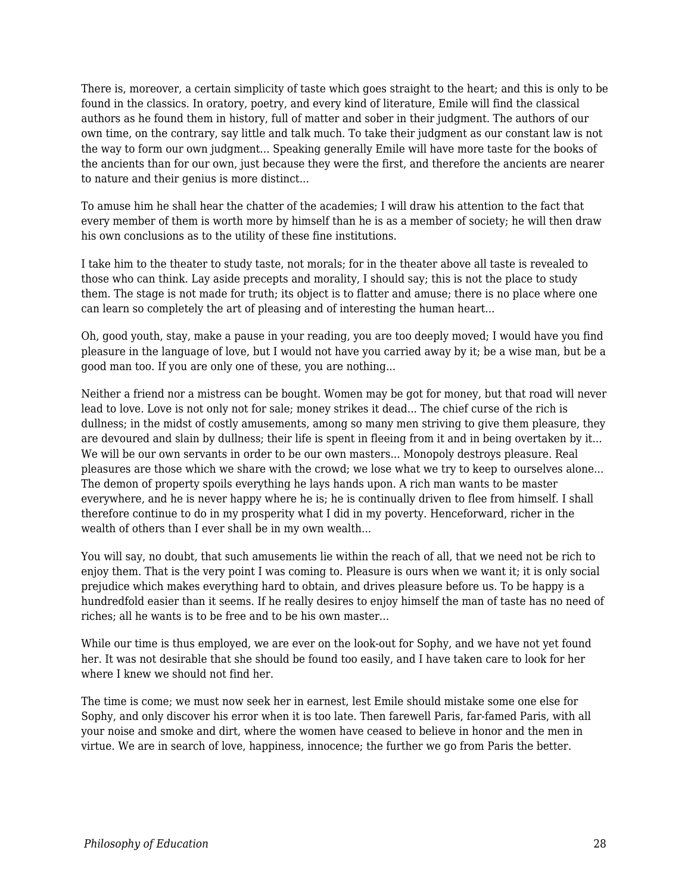There is, moreover, a certain simplicity of taste which goes straight to the heart; and this is only to be found in the classics. In oratory, poetry, and every kind of literature, Emile will find the classical authors as he found them in history, full of matter and sober in their judgment. The authors of our own time, on the contrary, say little and talk much. To take their judgment as our constant law is not the way to form our own judgment... Speaking generally Emile will have more taste for the books of the ancients than for our own, just because they were the first, and therefore the ancients are nearer to nature and their genius is more distinct...

To amuse him he shall hear the chatter of the academies; I will draw his attention to the fact that every member of them is worth more by himself than he is as a member of society; he will then draw his own conclusions as to the utility of these fine institutions.

I take him to the theater to study taste, not morals; for in the theater above all taste is revealed to those who can think. Lay aside precepts and morality, I should say; this is not the place to study them. The stage is not made for truth; its object is to flatter and amuse; there is no place where one can learn so completely the art of pleasing and of interesting the human heart...

Oh, good youth, stay, make a pause in your reading, you are too deeply moved; I would have you find pleasure in the language of love, but I would not have you carried away by it; be a wise man, but be a good man too. If you are only one of these, you are nothing...

Neither a friend nor a mistress can be bought. Women may be got for money, but that road will never lead to love. Love is not only not for sale; money strikes it dead... The chief curse of the rich is dullness; in the midst of costly amusements, among so many men striving to give them pleasure, they are devoured and slain by dullness; their life is spent in fleeing from it and in being overtaken by it... We will be our own servants in order to be our own masters... Monopoly destroys pleasure. Real pleasures are those which we share with the crowd; we lose what we try to keep to ourselves alone... The demon of property spoils everything he lays hands upon. A rich man wants to be master everywhere, and he is never happy where he is; he is continually driven to flee from himself. I shall therefore continue to do in my prosperity what I did in my poverty. Henceforward, richer in the wealth of others than I ever shall be in my own wealth...

You will say, no doubt, that such amusements lie within the reach of all, that we need not be rich to enjoy them. That is the very point I was coming to. Pleasure is ours when we want it; it is only social prejudice which makes everything hard to obtain, and drives pleasure before us. To be happy is a hundredfold easier than it seems. If he really desires to enjoy himself the man of taste has no need of riches; all he wants is to be free and to be his own master...

While our time is thus employed, we are ever on the look-out for Sophy, and we have not yet found her. It was not desirable that she should be found too easily, and I have taken care to look for her where I knew we should not find her.

The time is come; we must now seek her in earnest, lest Emile should mistake some one else for Sophy, and only discover his error when it is too late. Then farewell Paris, far-famed Paris, with all your noise and smoke and dirt, where the women have ceased to believe in honor and the men in virtue. We are in search of love, happiness, innocence; the further we go from Paris the better.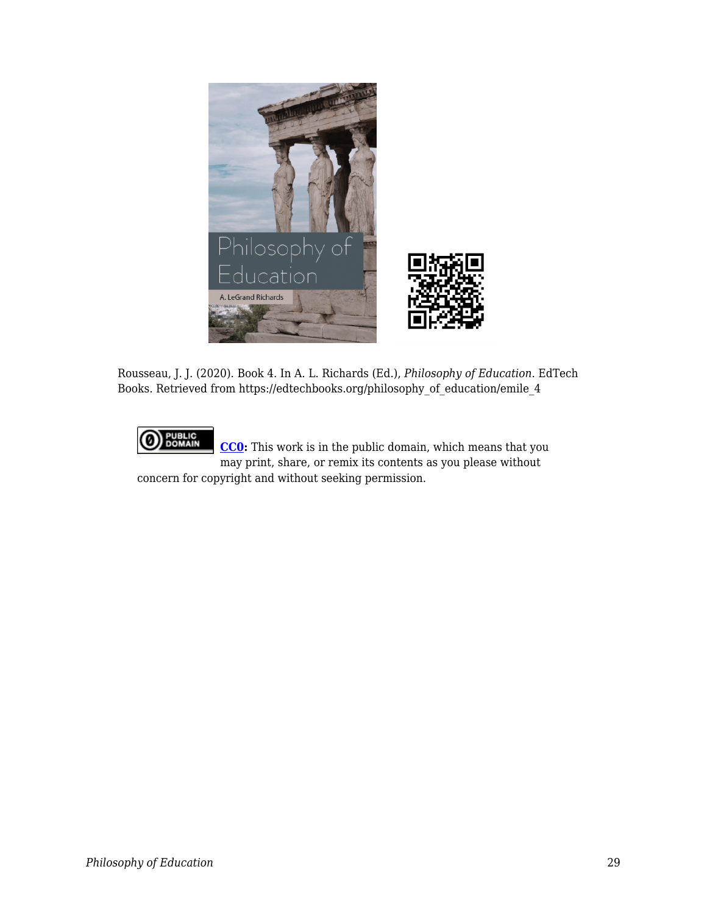Rousseau, J. J. (2020). Book 4. In A. L. Richards (Ed.), *Philosophy of Education*. EdTech Books. Retrieved from https://edtechbooks.org/philosophy_of_education/emile_4

**CC0:** This work is in the public domain, which means that you may print, share, or remix its contents as you please without concern for copyright and without seeking permission.